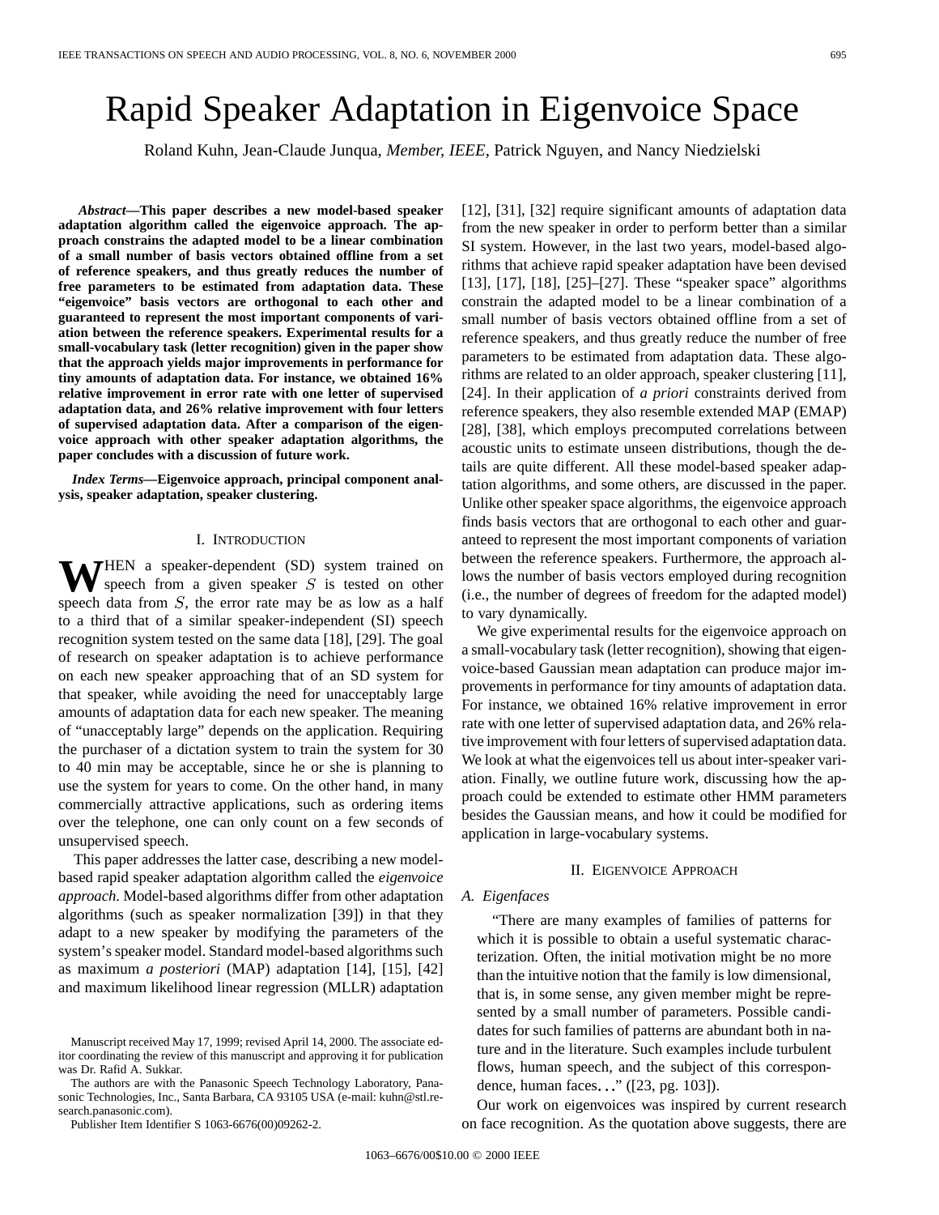# Rapid Speaker Adaptation in Eigenvoice Space

Roland Kuhn, Jean-Claude Junqua, *Member, IEEE*, Patrick Nguyen, and Nancy Niedzielski

***Abstract*—This paper describes a new model-based speaker adaptation algorithm called the eigenvoice approach. The approach constrains the adapted model to be a linear combination of a small number of basis vectors obtained offline from a set of reference speakers, and thus greatly reduces the number of free parameters to be estimated from adaptation data. These "eigenvoice" basis vectors are orthogonal to each other and guaranteed to represent the most important components of variation between the reference speakers. Experimental results for a small-vocabulary task (letter recognition) given in the paper show that the approach yields major improvements in performance for tiny amounts of adaptation data. For instance, we obtained 16% relative improvement in error rate with one letter of supervised adaptation data, and 26% relative improvement with four letters of supervised adaptation data. After a comparison of the eigenvoice approach with other speaker adaptation algorithms, the paper concludes with a discussion of future work.**

***Index Terms*—Eigenvoice approach, principal component analysis, speaker adaptation, speaker clustering.**

## I. Introduction

When a speaker-dependent (SD) system trained on speech from a given speaker $S$ is tested on other speech data from $S$, the error rate may be as low as a half to a third that of a similar speaker-independent (SI) speech recognition system tested on the same data [18], [29]. The goal of research on speaker adaptation is to achieve performance on each new speaker approaching that of an SD system for that speaker, while avoiding the need for unacceptably large amounts of adaptation data for each new speaker. The meaning of "unacceptably large" depends on the application. Requiring the purchaser of a dictation system to train the system for 30 to 40 min may be acceptable, since he or she is planning to use the system for years to come. On the other hand, in many commercially attractive applications, such as ordering items over the telephone, one can only count on a few seconds of unsupervised speech.

This paper addresses the latter case, describing a new model-based rapid speaker adaptation algorithm called the *eigenvoice approach*. Model-based algorithms differ from other adaptation algorithms (such as speaker normalization [39]) in that they adapt to a new speaker by modifying the parameters of the system's speaker model. Standard model-based algorithms such as maximum *a posteriori* (MAP) adaptation [14], [15], [42] and maximum likelihood linear regression (MLLR) adaptation [12], [31], [32] require significant amounts of adaptation data from the new speaker in order to perform better than a similar SI system. However, in the last two years, model-based algorithms that achieve rapid speaker adaptation have been devised [13], [17], [18], [25]–[27]. These "speaker space" algorithms constrain the adapted model to be a linear combination of a small number of basis vectors obtained offline from a set of reference speakers, and thus greatly reduce the number of free parameters to be estimated from adaptation data. These algorithms are related to an older approach, speaker clustering [11], [24]. In their application of *a priori* constraints derived from reference speakers, they also resemble extended MAP (EMAP) [28], [38], which employs precomputed correlations between acoustic units to estimate unseen distributions, though the details are quite different. All these model-based speaker adaptation algorithms, and some others, are discussed in the paper. Unlike other speaker space algorithms, the eigenvoice approach finds basis vectors that are orthogonal to each other and guaranteed to represent the most important components of variation between the reference speakers. Furthermore, the approach allows the number of basis vectors employed during recognition (i.e., the number of degrees of freedom for the adapted model) to vary dynamically.

We give experimental results for the eigenvoice approach on a small-vocabulary task (letter recognition), showing that eigenvoice-based Gaussian mean adaptation can produce major improvements in performance for tiny amounts of adaptation data. For instance, we obtained 16% relative improvement in error rate with one letter of supervised adaptation data, and 26% relative improvement with four letters of supervised adaptation data. We look at what the eigenvoices tell us about inter-speaker variation. Finally, we outline future work, discussing how the approach could be extended to estimate other HMM parameters besides the Gaussian means, and how it could be modified for application in large-vocabulary systems.

## II. Eigenvoice Approach

### A. Eigenfaces

> "There are many examples of families of patterns for which it is possible to obtain a useful systematic characterization. Often, the initial motivation might be no more than the intuitive notion that the family is low dimensional, that is, in some sense, any given member might be represented by a small number of parameters. Possible candidates for such families of patterns are abundant both in nature and in the literature. Such examples include turbulent flows, human speech, and the subject of this correspondence, human faces..." ([23, pg. 103]).

Our work on eigenvoices was inspired by current research on face recognition. As the quotation above suggests, there are

Manuscript received May 17, 1999; revised April 14, 2000. The associate editor coordinating the review of this manuscript and approving it for publication was Dr. Rafid A. Sukkar.

The authors are with the Panasonic Speech Technology Laboratory, Panasonic Technologies, Inc., Santa Barbara, CA 93105 USA (e-mail: kuhn@stl.research.panasonic.com).

Publisher Item Identifier S 1063-6676(00)09262-2.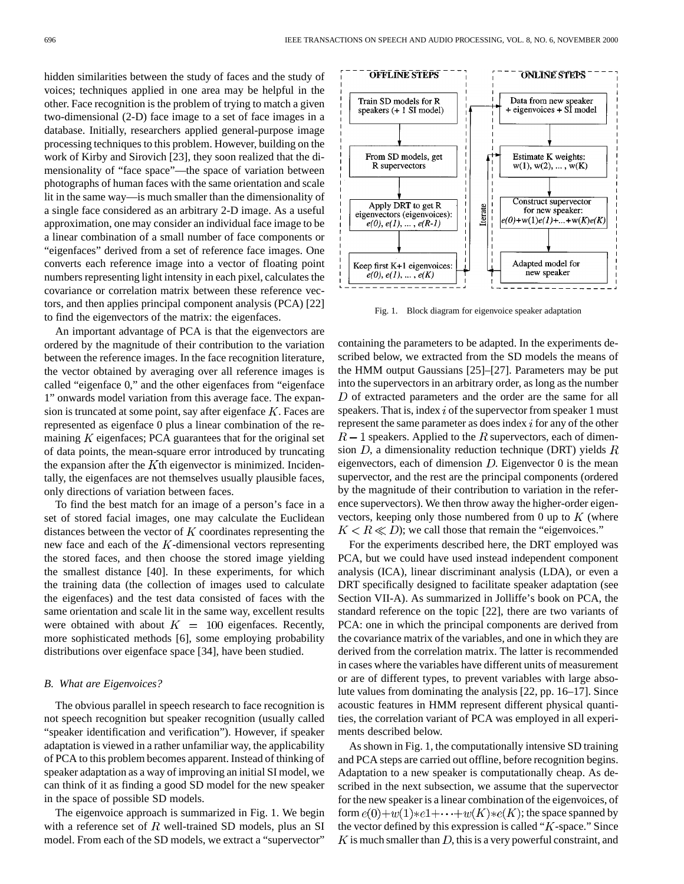hidden similarities between the study of faces and the study of voices; techniques applied in one area may be helpful in the other. Face recognition is the problem of trying to match a given two-dimensional (2-D) face image to a set of face images in a database. Initially, researchers applied general-purpose image processing techniques to this problem. However, building on the work of Kirby and Sirovich [23], they soon realized that the dimensionality of "face space"—the space of variation between photographs of human faces with the same orientation and scale lit in the same way—is much smaller than the dimensionality of a single face considered as an arbitrary 2-D image. As a useful approximation, one may consider an individual face image to be a linear combination of a small number of face components or "eigenfaces" derived from a set of reference face images. One converts each reference image into a vector of floating point numbers representing light intensity in each pixel, calculates the covariance or correlation matrix between these reference vectors, and then applies principal component analysis (PCA) [22] to find the eigenvectors of the matrix: the eigenfaces.

An important advantage of PCA is that the eigenvectors are ordered by the magnitude of their contribution to the variation between the reference images. In the face recognition literature, the vector obtained by averaging over all reference images is called "eigenface 0," and the other eigenfaces from "eigenface 1" onwards model variation from this average face. The expansion is truncated at some point, say after eigenface $K$. Faces are represented as eigenface 0 plus a linear combination of the remaining $K$ eigenfaces; PCA guarantees that for the original set of data points, the mean-square error introduced by truncating the expansion after the $K$th eigenvector is minimized. Incidentally, the eigenfaces are not themselves usually plausible faces, only directions of variation between faces.

To find the best match for an image of a person's face in a set of stored facial images, one may calculate the Euclidean distances between the vector of $K$ coordinates representing the new face and each of the $K$-dimensional vectors representing the stored faces, and then choose the stored image yielding the smallest distance [40]. In these experiments, for which the training data (the collection of images used to calculate the eigenfaces) and the test data consisted of faces with the same orientation and scale lit in the same way, excellent results were obtained with about $K = 100$ eigenfaces. Recently, more sophisticated methods [6], some employing probability distributions over eigenface space [34], have been studied.

### B. What are Eigenvoices?

The obvious parallel in speech research to face recognition is not speech recognition but speaker recognition (usually called "speaker identification and verification"). However, if speaker adaptation is viewed in a rather unfamiliar way, the applicability of PCA to this problem becomes apparent. Instead of thinking of speaker adaptation as a way of improving an initial SI model, we can think of it as finding a good SD model for the new speaker in the space of possible SD models.

The eigenvoice approach is summarized in Fig. 1. We begin with a reference set of $R$ well-trained SD models, plus an SI model. From each of the SD models, we extract a "supervector"

OFFLINE STEPS
Train SD models for R speakers (+ 1 SI model)
From SD models, get R supervectors
Apply DRT to get R eigenvectors (eigenvoices): e(0), e(1), ... , e(R-1)
Keep first K+1 eigenvoices: e(0), e(1), ... , e(K)

ONLINE STEPS
Data from new speaker + eigenvoices + SI model
Estimate K weights: w(1), w(2), ... , w(K)
Construct supervector for new speaker: e(0)+w(1)e(1)+...+w(K)e(K)
Adapted model for new speaker
Iterate

Fig. 1. Block diagram for eigenvoice speaker adaptation

containing the parameters to be adapted. In the experiments described below, we extracted from the SD models the means of the HMM output Gaussians [25]–[27]. Parameters may be put into the supervectors in an arbitrary order, as long as the number $D$ of extracted parameters and the order are the same for all speakers. That is, index $i$ of the supervector from speaker 1 must represent the same parameter as does index $i$ for any of the other $R-1$ speakers. Applied to the $R$ supervectors, each of dimension $D$, a dimensionality reduction technique (DRT) yields $R$ eigenvectors, each of dimension $D$. Eigenvector 0 is the mean supervector, and the rest are the principal components (ordered by the magnitude of their contribution to variation in the reference supervectors). We then throw away the higher-order eigenvectors, keeping only those numbered from 0 up to $K$ (where $K < R \ll D$); we call those that remain the "eigenvoices."

For the experiments described here, the DRT employed was PCA, but we could have used instead independent component analysis (ICA), linear discriminant analysis (LDA), or even a DRT specifically designed to facilitate speaker adaptation (see Section VII-A). As summarized in Jolliffe's book on PCA, the standard reference on the topic [22], there are two variants of PCA: one in which the principal components are derived from the covariance matrix of the variables, and one in which they are derived from the correlation matrix. The latter is recommended in cases where the variables have different units of measurement or are of different types, to prevent variables with large absolute values from dominating the analysis [22, pp. 16–17]. Since acoustic features in HMM represent different physical quantities, the correlation variant of PCA was employed in all experiments described below.

As shown in Fig. 1, the computationally intensive SD training and PCA steps are carried out offline, before recognition begins. Adaptation to a new speaker is computationally cheap. As described in the next subsection, we assume that the supervector for the new speaker is a linear combination of the eigenvoices, of form $e(0)+w(1)*e1+\cdots+w(K)*e(K)$; the space spanned by the vector defined by this expression is called "$K$-space." Since $K$ is much smaller than $D$, this is a very powerful constraint, and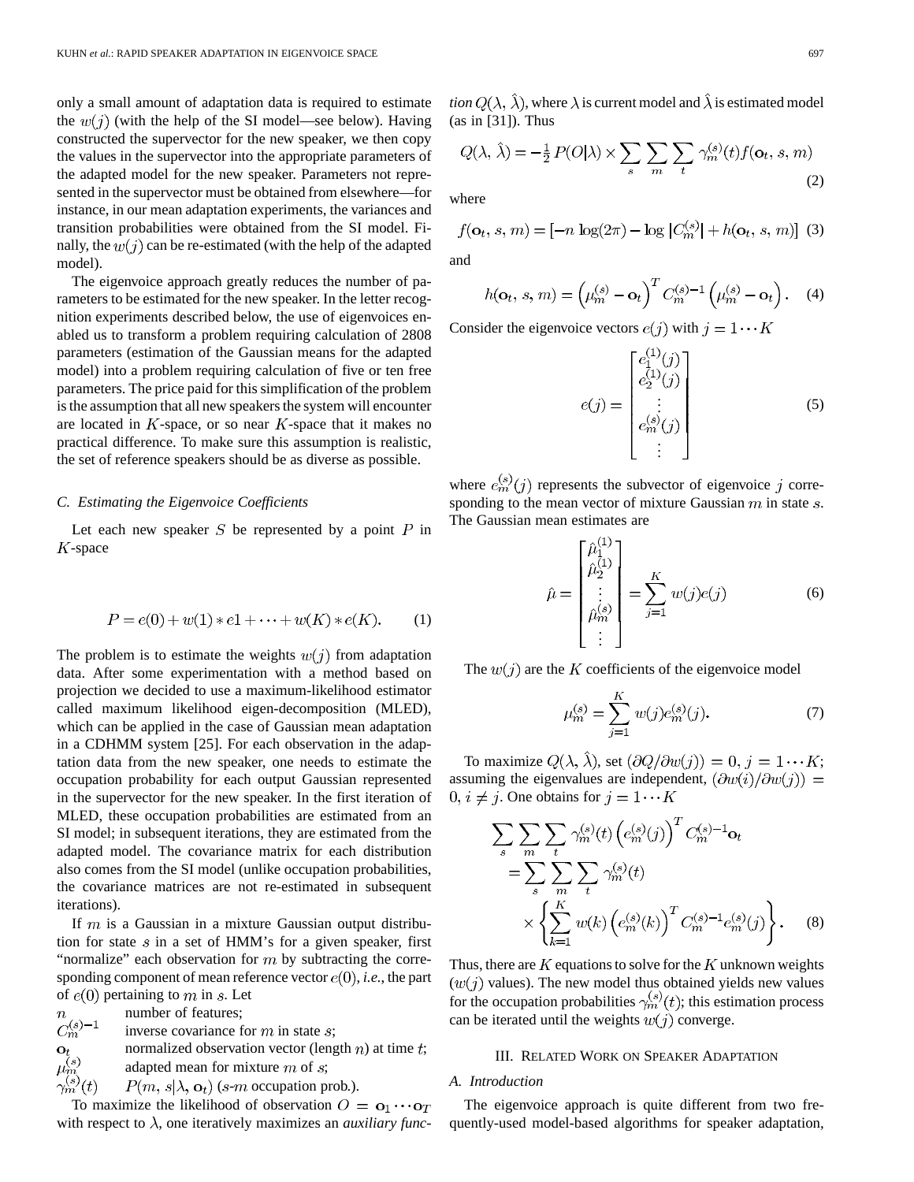only a small amount of adaptation data is required to estimate the $w(j)$ (with the help of the SI model—see below). Having constructed the supervector for the new speaker, we then copy the values in the supervector into the appropriate parameters of the adapted model for the new speaker. Parameters not represented in the supervector must be obtained from elsewhere—for instance, in our mean adaptation experiments, the variances and transition probabilities were obtained from the SI model. Finally, the $w(j)$ can be re-estimated (with the help of the adapted model).

The eigenvoice approach greatly reduces the number of parameters to be estimated for the new speaker. In the letter recognition experiments described below, the use of eigenvoices enabled us to transform a problem requiring calculation of 2808 parameters (estimation of the Gaussian means for the adapted model) into a problem requiring calculation of five or ten free parameters. The price paid for this simplification of the problem is the assumption that all new speakers the system will encounter are located in $K$-space, or so near $K$-space that it makes no practical difference. To make sure this assumption is realistic, the set of reference speakers should be as diverse as possible.

### C. Estimating the Eigenvoice Coefficients

Let each new speaker $S$ be represented by a point $P$ in $K$-space

$$P = e(0) + w(1) * e1 + \cdots + w(K) * e(K). \tag{1}$$

The problem is to estimate the weights $w(j)$ from adaptation data. After some experimentation with a method based on projection we decided to use a maximum-likelihood estimator called maximum likelihood eigen-decomposition (MLED), which can be applied in the case of Gaussian mean adaptation in a CDHMM system [25]. For each observation in the adaptation data from the new speaker, one needs to estimate the occupation probability for each output Gaussian represented in the supervector for the new speaker. In the first iteration of MLED, these occupation probabilities are estimated from an SI model; in subsequent iterations, they are estimated from the adapted model. The covariance matrix for each distribution also comes from the SI model (unlike occupation probabilities, the covariance matrices are not re-estimated in subsequent iterations).

If $m$ is a Gaussian in a mixture Gaussian output distribution for state $s$ in a set of HMM's for a given speaker, first "normalize" each observation for $m$ by subtracting the corresponding component of mean reference vector $e(0)$, *i.e.*, the part of $e(0)$ pertaining to $m$ in $s$. Let

- $n$ number of features;
- $C_m^{(s)-1}$ inverse covariance for $m$ in state $s$;
- $\mathbf{o}_t$ normalized observation vector (length $n$) at time $t$;
- $\mu_m^{(s)}$ adapted mean for mixture $m$ of $s$;
- $\gamma_m^{(s)}(t)$ $P(m, s|\lambda, \mathbf{o}_t)$ ($s$-$m$ occupation prob.).

To maximize the likelihood of observation $O = \mathbf{o}_1 \cdots \mathbf{o}_T$ with respect to $\lambda$, one iteratively maximizes an *auxiliary function* $Q(\lambda, \hat{\lambda})$, where $\lambda$ is current model and $\hat{\lambda}$ is estimated model (as in [31]). Thus

$$Q(\lambda, \hat{\lambda}) = -\tfrac{1}{2} P(O|\lambda) \times \sum_s \sum_m \sum_t \gamma_m^{(s)}(t) f(\mathbf{o}_t, s, m) \tag{2}$$

where

$$f(\mathbf{o}_t, s, m) = \left[-n \log(2\pi) - \log \left|C_m^{(s)}\right| + h(\mathbf{o}_t, s, m)\right] \tag{3}$$

and

$$h(\mathbf{o}_t, s, m) = \left(\mu_m^{(s)} - \mathbf{o}_t\right)^T C_m^{(s)-1} \left(\mu_m^{(s)} - \mathbf{o}_t\right). \tag{4}$$

Consider the eigenvoice vectors $e(j)$ with $j = 1 \cdots K$

$$e(j) = \begin{bmatrix} e_1^{(1)}(j) \\ e_2^{(1)}(j) \\ \vdots \\ e_m^{(s)}(j) \\ \vdots \end{bmatrix} \tag{5}$$

where $e_m^{(s)}(j)$ represents the subvector of eigenvoice $j$ corresponding to the mean vector of mixture Gaussian $m$ in state $s$. The Gaussian mean estimates are

$$\hat{\mu} = \begin{bmatrix} \hat{\mu}_1^{(1)} \\ \hat{\mu}_2^{(1)} \\ \vdots \\ \hat{\mu}_m^{(s)} \\ \vdots \end{bmatrix} = \sum_{j=1}^{K} w(j) e(j) \tag{6}$$

The $w(j)$ are the $K$ coefficients of the eigenvoice model

$$\mu_m^{(s)} = \sum_{j=1}^{K} w(j) e_m^{(s)}(j). \tag{7}$$

To maximize $Q(\lambda, \hat{\lambda})$, set $(\partial Q / \partial w(j)) = 0$, $j = 1 \cdots K$; assuming the eigenvalues are independent, $(\partial w(i) / \partial w(j)) = 0$, $i \neq j$. One obtains for $j = 1 \cdots K$

$$\begin{aligned} \sum_s \sum_m \sum_t \gamma_m^{(s)}(t) \left(e_m^{(s)}(j)\right)^T C_m^{(s)-1} \mathbf{o}_t &= \sum_s \sum_m \sum_t \gamma_m^{(s)}(t) \\ &\quad \times \left\{ \sum_{k=1}^{K} w(k) \left(e_m^{(s)}(k)\right)^T C_m^{(s)-1} e_m^{(s)}(j) \right\}. \end{aligned} \tag{8}$$

Thus, there are $K$ equations to solve for the $K$ unknown weights ($w(j)$ values). The new model thus obtained yields new values for the occupation probabilities $\gamma_m^{(s)}(t)$; this estimation process can be iterated until the weights $w(j)$ converge.

## III. Related Work on Speaker Adaptation

### A. Introduction

The eigenvoice approach is quite different from two frequently-used model-based algorithms for speaker adaptation,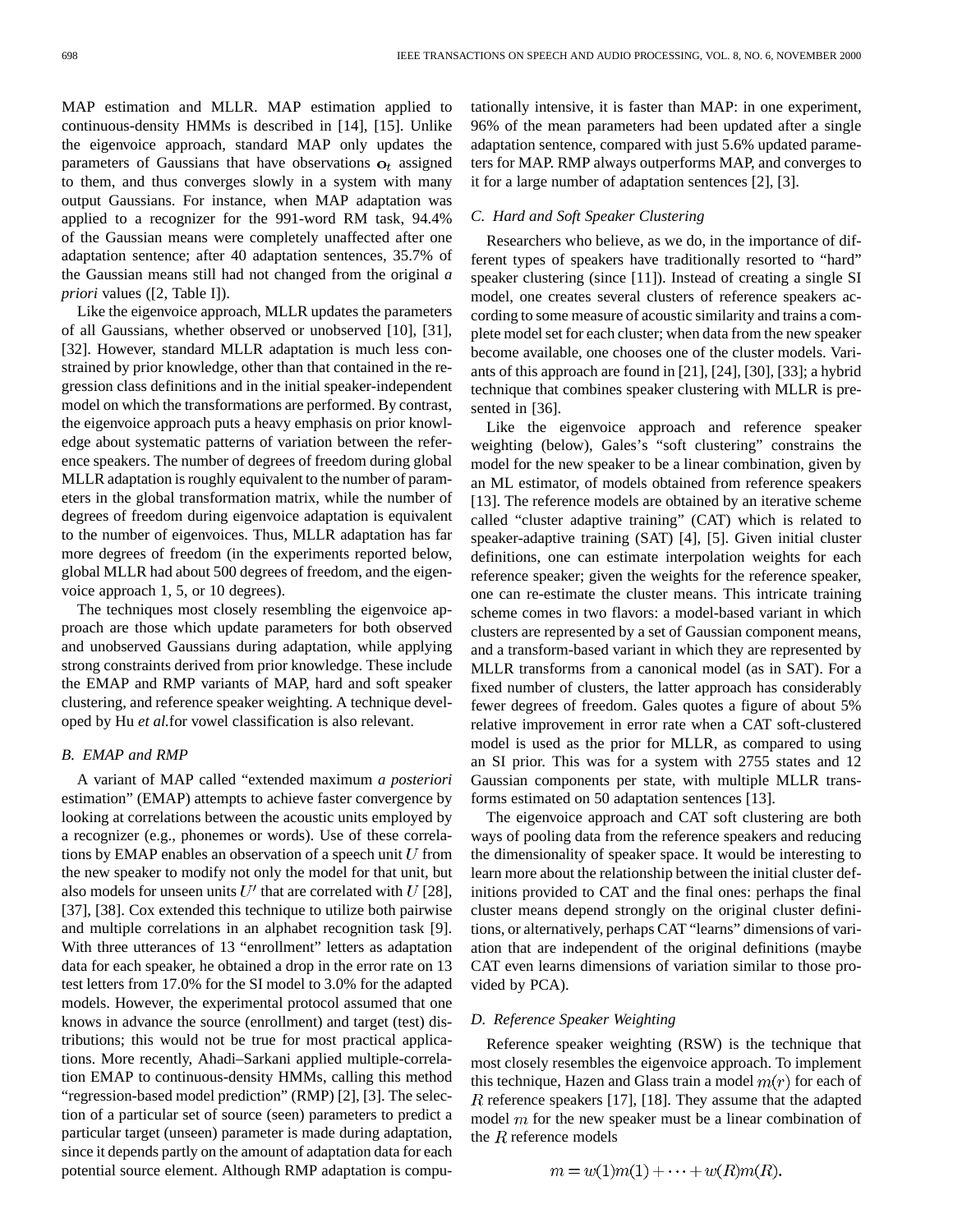MAP estimation and MLLR. MAP estimation applied to continuous-density HMMs is described in [14], [15]. Unlike the eigenvoice approach, standard MAP only updates the parameters of Gaussians that have observations $\mathbf{o}_t$ assigned to them, and thus converges slowly in a system with many output Gaussians. For instance, when MAP adaptation was applied to a recognizer for the 991-word RM task, 94.4% of the Gaussian means were completely unaffected after one adaptation sentence; after 40 adaptation sentences, 35.7% of the Gaussian means still had not changed from the original *a priori* values ([2, Table I]).

Like the eigenvoice approach, MLLR updates the parameters of all Gaussians, whether observed or unobserved [10], [31], [32]. However, standard MLLR adaptation is much less constrained by prior knowledge, other than that contained in the regression class definitions and in the initial speaker-independent model on which the transformations are performed. By contrast, the eigenvoice approach puts a heavy emphasis on prior knowledge about systematic patterns of variation between the reference speakers. The number of degrees of freedom during global MLLR adaptation is roughly equivalent to the number of parameters in the global transformation matrix, while the number of degrees of freedom during eigenvoice adaptation is equivalent to the number of eigenvoices. Thus, MLLR adaptation has far more degrees of freedom (in the experiments reported below, global MLLR had about 500 degrees of freedom, and the eigenvoice approach 1, 5, or 10 degrees).

The techniques most closely resembling the eigenvoice approach are those which update parameters for both observed and unobserved Gaussians during adaptation, while applying strong constraints derived from prior knowledge. These include the EMAP and RMP variants of MAP, hard and soft speaker clustering, and reference speaker weighting. A technique developed by Hu *et al.*for vowel classification is also relevant.

### B. EMAP and RMP

A variant of MAP called "extended maximum *a posteriori* estimation" (EMAP) attempts to achieve faster convergence by looking at correlations between the acoustic units employed by a recognizer (e.g., phonemes or words). Use of these correlations by EMAP enables an observation of a speech unit $U$ from the new speaker to modify not only the model for that unit, but also models for unseen units $U'$ that are correlated with $U$ [28], [37], [38]. Cox extended this technique to utilize both pairwise and multiple correlations in an alphabet recognition task [9]. With three utterances of 13 "enrollment" letters as adaptation data for each speaker, he obtained a drop in the error rate on 13 test letters from 17.0% for the SI model to 3.0% for the adapted models. However, the experimental protocol assumed that one knows in advance the source (enrollment) and target (test) distributions; this would not be true for most practical applications. More recently, Ahadi–Sarkani applied multiple-correlation EMAP to continuous-density HMMs, calling this method "regression-based model prediction" (RMP) [2], [3]. The selection of a particular set of source (seen) parameters to predict a particular target (unseen) parameter is made during adaptation, since it depends partly on the amount of adaptation data for each potential source element. Although RMP adaptation is computationally intensive, it is faster than MAP: in one experiment, 96% of the mean parameters had been updated after a single adaptation sentence, compared with just 5.6% updated parameters for MAP. RMP always outperforms MAP, and converges to it for a large number of adaptation sentences [2], [3].

### C. Hard and Soft Speaker Clustering

Researchers who believe, as we do, in the importance of different types of speakers have traditionally resorted to "hard" speaker clustering (since [11]). Instead of creating a single SI model, one creates several clusters of reference speakers according to some measure of acoustic similarity and trains a complete model set for each cluster; when data from the new speaker become available, one chooses one of the cluster models. Variants of this approach are found in [21], [24], [30], [33]; a hybrid technique that combines speaker clustering with MLLR is presented in [36].

Like the eigenvoice approach and reference speaker weighting (below), Gales's "soft clustering" constrains the model for the new speaker to be a linear combination, given by an ML estimator, of models obtained from reference speakers [13]. The reference models are obtained by an iterative scheme called "cluster adaptive training" (CAT) which is related to speaker-adaptive training (SAT) [4], [5]. Given initial cluster definitions, one can estimate interpolation weights for each reference speaker; given the weights for the reference speaker, one can re-estimate the cluster means. This intricate training scheme comes in two flavors: a model-based variant in which clusters are represented by a set of Gaussian component means, and a transform-based variant in which they are represented by MLLR transforms from a canonical model (as in SAT). For a fixed number of clusters, the latter approach has considerably fewer degrees of freedom. Gales quotes a figure of about 5% relative improvement in error rate when a CAT soft-clustered model is used as the prior for MLLR, as compared to using an SI prior. This was for a system with 2755 states and 12 Gaussian components per state, with multiple MLLR transforms estimated on 50 adaptation sentences [13].

The eigenvoice approach and CAT soft clustering are both ways of pooling data from the reference speakers and reducing the dimensionality of speaker space. It would be interesting to learn more about the relationship between the initial cluster definitions provided to CAT and the final ones: perhaps the final cluster means depend strongly on the original cluster definitions, or alternatively, perhaps CAT "learns" dimensions of variation that are independent of the original definitions (maybe CAT even learns dimensions of variation similar to those provided by PCA).

### D. Reference Speaker Weighting

Reference speaker weighting (RSW) is the technique that most closely resembles the eigenvoice approach. To implement this technique, Hazen and Glass train a model $m(r)$ for each of $R$ reference speakers [17], [18]. They assume that the adapted model $m$ for the new speaker must be a linear combination of the $R$ reference models

$$m = w(1)m(1) + \cdots + w(R)m(R).$$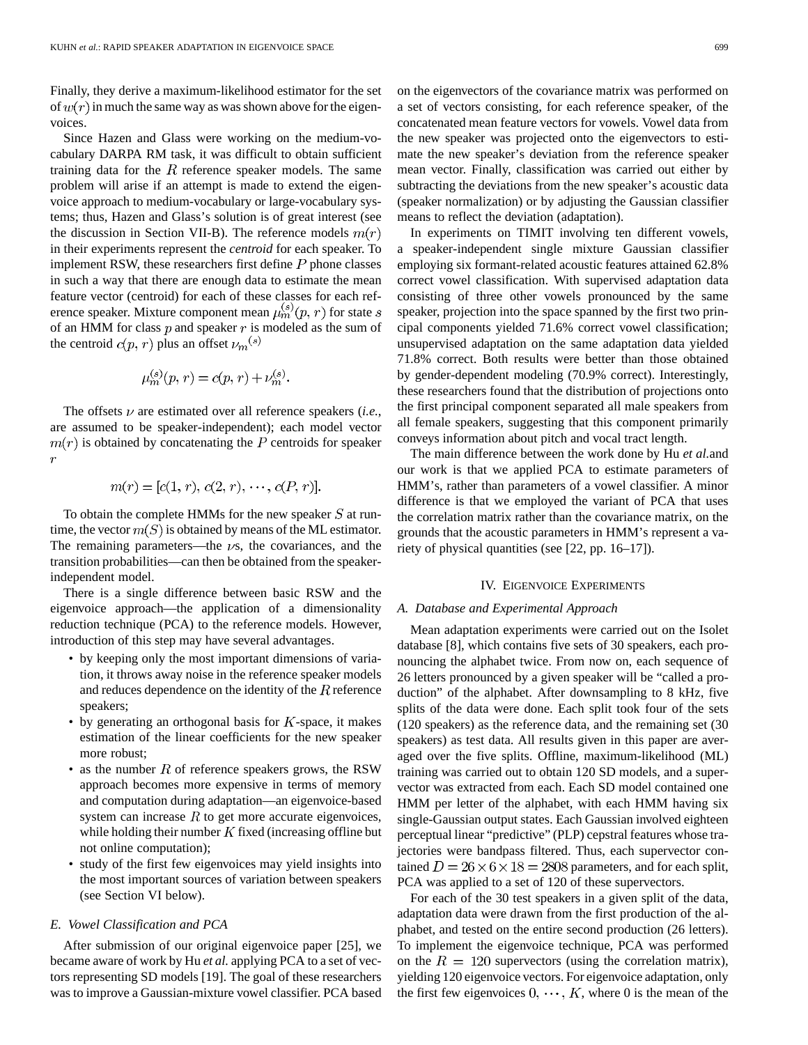Finally, they derive a maximum-likelihood estimator for the set of $w(r)$ in much the same way as was shown above for the eigenvoices.

Since Hazen and Glass were working on the medium-vocabulary DARPA RM task, it was difficult to obtain sufficient training data for the $R$ reference speaker models. The same problem will arise if an attempt is made to extend the eigenvoice approach to medium-vocabulary or large-vocabulary systems; thus, Hazen and Glass's solution is of great interest (see the discussion in Section VII-B). The reference models $m(r)$ in their experiments represent the *centroid* for each speaker. To implement RSW, these researchers first define $P$ phone classes in such a way that there are enough data to estimate the mean feature vector (centroid) for each of these classes for each reference speaker. Mixture component mean $\mu_m^{(s)}(p, r)$ for state $s$ of an HMM for class $p$ and speaker $r$ is modeled as the sum of the centroid $c(p, r)$ plus an offset $\nu_m{}^{(s)}$

$$\mu_m^{(s)}(p, r) = c(p, r) + \nu_m^{(s)}.$$

The offsets $\nu$ are estimated over all reference speakers (*i.e.*, are assumed to be speaker-independent); each model vector $m(r)$ is obtained by concatenating the $P$ centroids for speaker $r$

$$m(r) = [c(1, r), c(2, r), \cdots, c(P, r)].$$

To obtain the complete HMMs for the new speaker $S$ at runtime, the vector $m(S)$ is obtained by means of the ML estimator. The remaining parameters—the $\nu$s, the covariances, and the transition probabilities—can then be obtained from the speaker-independent model.

There is a single difference between basic RSW and the eigenvoice approach—the application of a dimensionality reduction technique (PCA) to the reference models. However, introduction of this step may have several advantages.

- by keeping only the most important dimensions of variation, it throws away noise in the reference speaker models and reduces dependence on the identity of the $R$ reference speakers;
- by generating an orthogonal basis for $K$-space, it makes estimation of the linear coefficients for the new speaker more robust;
- as the number $R$ of reference speakers grows, the RSW approach becomes more expensive in terms of memory and computation during adaptation—an eigenvoice-based system can increase $R$ to get more accurate eigenvoices, while holding their number $K$ fixed (increasing offline but not online computation);
- study of the first few eigenvoices may yield insights into the most important sources of variation between speakers (see Section VI below).

### E. Vowel Classification and PCA

After submission of our original eigenvoice paper [25], we became aware of work by Hu *et al.* applying PCA to a set of vectors representing SD models [19]. The goal of these researchers was to improve a Gaussian-mixture vowel classifier. PCA based on the eigenvectors of the covariance matrix was performed on a set of vectors consisting, for each reference speaker, of the concatenated mean feature vectors for vowels. Vowel data from the new speaker was projected onto the eigenvectors to estimate the new speaker's deviation from the reference speaker mean vector. Finally, classification was carried out either by subtracting the deviations from the new speaker's acoustic data (speaker normalization) or by adjusting the Gaussian classifier means to reflect the deviation (adaptation).

In experiments on TIMIT involving ten different vowels, a speaker-independent single mixture Gaussian classifier employing six formant-related acoustic features attained 62.8% correct vowel classification. With supervised adaptation data consisting of three other vowels pronounced by the same speaker, projection into the space spanned by the first two principal components yielded 71.6% correct vowel classification; unsupervised adaptation on the same adaptation data yielded 71.8% correct. Both results were better than those obtained by gender-dependent modeling (70.9% correct). Interestingly, these researchers found that the distribution of projections onto the first principal component separated all male speakers from all female speakers, suggesting that this component primarily conveys information about pitch and vocal tract length.

The main difference between the work done by Hu *et al.*and our work is that we applied PCA to estimate parameters of HMM's, rather than parameters of a vowel classifier. A minor difference is that we employed the variant of PCA that uses the correlation matrix rather than the covariance matrix, on the grounds that the acoustic parameters in HMM's represent a variety of physical quantities (see [22, pp. 16–17]).

## IV. Eigenvoice Experiments

### A. Database and Experimental Approach

Mean adaptation experiments were carried out on the Isolet database [8], which contains five sets of 30 speakers, each pronouncing the alphabet twice. From now on, each sequence of 26 letters pronounced by a given speaker will be "called a production" of the alphabet. After downsampling to 8 kHz, five splits of the data were done. Each split took four of the sets (120 speakers) as the reference data, and the remaining set (30 speakers) as test data. All results given in this paper are averaged over the five splits. Offline, maximum-likelihood (ML) training was carried out to obtain 120 SD models, and a supervector was extracted from each. Each SD model contained one HMM per letter of the alphabet, with each HMM having six single-Gaussian output states. Each Gaussian involved eighteen perceptual linear "predictive" (PLP) cepstral features whose trajectories were bandpass filtered. Thus, each supervector contained $D = 26 \times 6 \times 18 = 2808$ parameters, and for each split, PCA was applied to a set of 120 of these supervectors.

For each of the 30 test speakers in a given split of the data, adaptation data were drawn from the first production of the alphabet, and tested on the entire second production (26 letters). To implement the eigenvoice technique, PCA was performed on the $R = 120$ supervectors (using the correlation matrix), yielding 120 eigenvoice vectors. For eigenvoice adaptation, only the first few eigenvoices $0, \cdots, K$, where 0 is the mean of the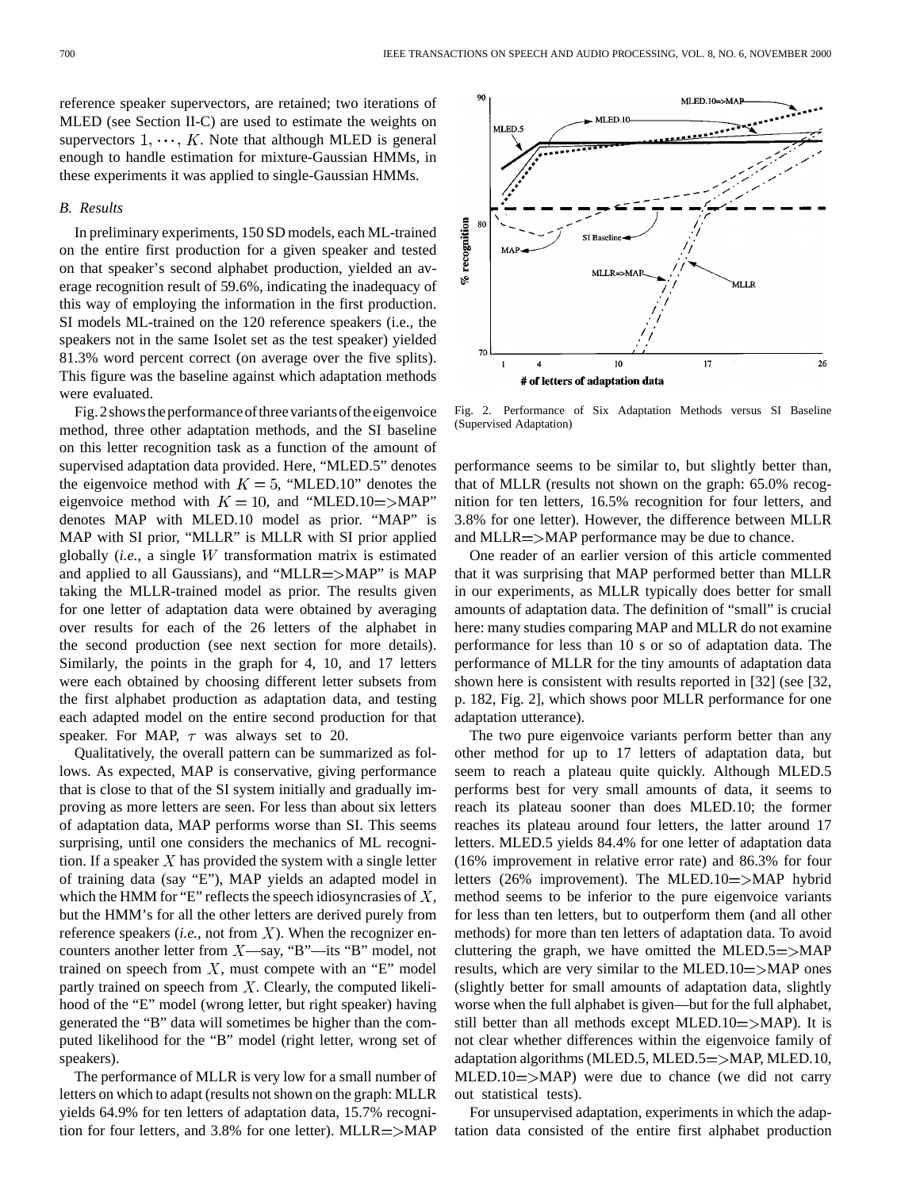reference speaker supervectors, are retained; two iterations of MLED (see Section II-C) are used to estimate the weights on supervectors $1, \cdots, K$. Note that although MLED is general enough to handle estimation for mixture-Gaussian HMMs, in these experiments it was applied to single-Gaussian HMMs.

### B. Results

In preliminary experiments, 150 SD models, each ML-trained on the entire first production for a given speaker and tested on that speaker's second alphabet production, yielded an average recognition result of 59.6%, indicating the inadequacy of this way of employing the information in the first production. SI models ML-trained on the 120 reference speakers (i.e., the speakers not in the same Isolet set as the test speaker) yielded 81.3% word percent correct (on average over the five splits). This figure was the baseline against which adaptation methods were evaluated.

Fig. 2 shows the performance of three variants of the eigenvoice method, three other adaptation methods, and the SI baseline on this letter recognition task as a function of the amount of supervised adaptation data provided. Here, "MLED.5" denotes the eigenvoice method with $K = 5$, "MLED.10" denotes the eigenvoice method with $K = 10$, and "MLED.10=>MAP" denotes MAP with MLED.10 model as prior. "MAP" is MAP with SI prior, "MLLR" is MLLR with SI prior applied globally (*i.e.,* a single $W$ transformation matrix is estimated and applied to all Gaussians), and "MLLR=>MAP" is MAP taking the MLLR-trained model as prior. The results given for one letter of adaptation data were obtained by averaging over results for each of the 26 letters of the alphabet in the second production (see next section for more details). Similarly, the points in the graph for 4, 10, and 17 letters were each obtained by choosing different letter subsets from the first alphabet production as adaptation data, and testing each adapted model on the entire second production for that speaker. For MAP, $\tau$ was always set to 20.

90
80
70
% recognition
1 4 10 17 26
# of letters of adaptation data
MLED.10=>MAP
MLED.10
MLED.5
SI Baseline
MAP
MLLR=>MAP
MLLR

Fig. 2. Performance of Six Adaptation Methods versus SI Baseline (Supervised Adaptation)

Qualitatively, the overall pattern can be summarized as follows. As expected, MAP is conservative, giving performance that is close to that of the SI system initially and gradually improving as more letters are seen. For less than about six letters of adaptation data, MAP performs worse than SI. This seems surprising, until one considers the mechanics of ML recognition. If a speaker $X$ has provided the system with a single letter of training data (say "E"), MAP yields an adapted model in which the HMM for "E" reflects the speech idiosyncrasies of $X$, but the HMM's for all the other letters are derived purely from reference speakers (*i.e.,* not from $X$). When the recognizer encounters another letter from $X$—say, "B"—its "B" model, not trained on speech from $X$, must compete with an "E" model partly trained on speech from $X$. Clearly, the computed likelihood of the "E" model (wrong letter, but right speaker) having generated the "B" data will sometimes be higher than the computed likelihood for the "B" model (right letter, wrong set of speakers).

The performance of MLLR is very low for a small number of letters on which to adapt (results not shown on the graph: MLLR yields 64.9% for ten letters of adaptation data, 15.7% recognition for four letters, and 3.8% for one letter). MLLR=>MAP performance seems to be similar to, but slightly better than, that of MLLR (results not shown on the graph: 65.0% recognition for ten letters, 16.5% recognition for four letters, and 3.8% for one letter). However, the difference between MLLR and MLLR=>MAP performance may be due to chance.

One reader of an earlier version of this article commented that it was surprising that MAP performed better than MLLR in our experiments, as MLLR typically does better for small amounts of adaptation data. The definition of "small" is crucial here: many studies comparing MAP and MLLR do not examine performance for less than 10 s or so of adaptation data. The performance of MLLR for the tiny amounts of adaptation data shown here is consistent with results reported in [32] (see [32, p. 182, Fig. 2], which shows poor MLLR performance for one adaptation utterance).

The two pure eigenvoice variants perform better than any other method for up to 17 letters of adaptation data, but seem to reach a plateau quite quickly. Although MLED.5 performs best for very small amounts of data, it seems to reach its plateau sooner than does MLED.10; the former reaches its plateau around four letters, the latter around 17 letters. MLED.5 yields 84.4% for one letter of adaptation data (16% improvement in relative error rate) and 86.3% for four letters (26% improvement). The MLED.10=>MAP hybrid method seems to be inferior to the pure eigenvoice variants for less than ten letters, but to outperform them (and all other methods) for more than ten letters of adaptation data. To avoid cluttering the graph, we have omitted the MLED.5=>MAP results, which are very similar to the MLED.10=>MAP ones (slightly better for small amounts of adaptation data, slightly worse when the full alphabet is given—but for the full alphabet, still better than all methods except MLED.10=>MAP). It is not clear whether differences within the eigenvoice family of adaptation algorithms (MLED.5, MLED.5=>MAP, MLED.10, MLED.10=>MAP) were due to chance (we did not carry out statistical tests).

For unsupervised adaptation, experiments in which the adaptation data consisted of the entire first alphabet production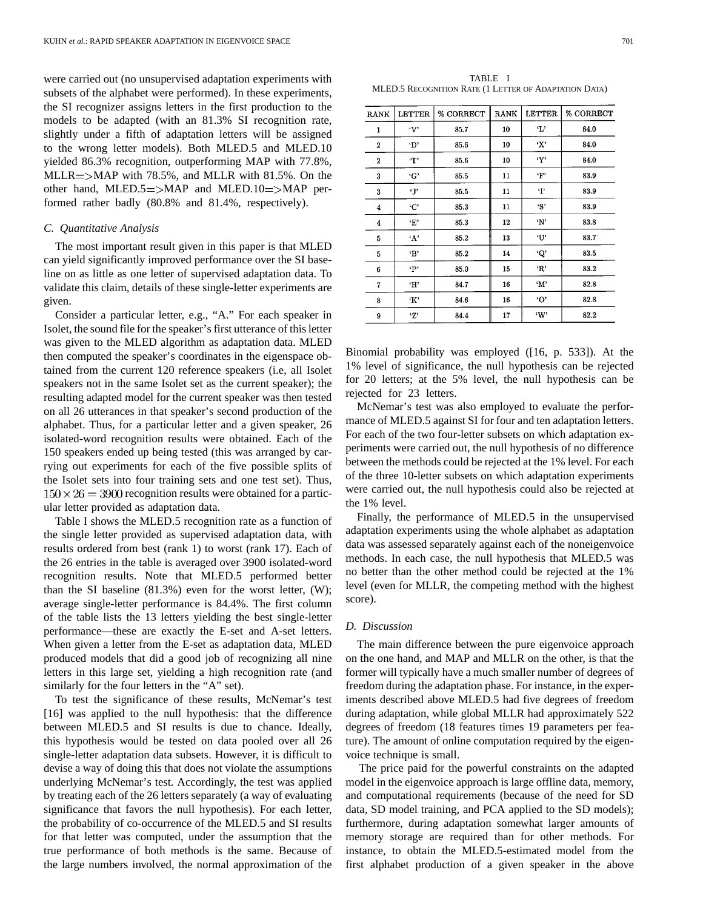were carried out (no unsupervised adaptation experiments with subsets of the alphabet were performed). In these experiments, the SI recognizer assigns letters in the first production to the models to be adapted (with an 81.3% SI recognition rate, slightly under a fifth of adaptation letters will be assigned to the wrong letter models). Both MLED.5 and MLED.10 yielded 86.3% recognition, outperforming MAP with 77.8%, MLLR=>MAP with 78.5%, and MLLR with 81.5%. On the other hand, MLED.5=>MAP and MLED.10=>MAP performed rather badly (80.8% and 81.4%, respectively).

### C. Quantitative Analysis

The most important result given in this paper is that MLED can yield significantly improved performance over the SI baseline on as little as one letter of supervised adaptation data. To validate this claim, details of these single-letter experiments are given.

Consider a particular letter, e.g., "A." For each speaker in Isolet, the sound file for the speaker's first utterance of this letter was given to the MLED algorithm as adaptation data. MLED then computed the speaker's coordinates in the eigenspace obtained from the current 120 reference speakers (i.e, all Isolet speakers not in the same Isolet set as the current speaker); the resulting adapted model for the current speaker was then tested on all 26 utterances in that speaker's second production of the alphabet. Thus, for a particular letter and a given speaker, 26 isolated-word recognition results were obtained. Each of the 150 speakers ended up being tested (this was arranged by carrying out experiments for each of the five possible splits of the Isolet sets into four training sets and one test set). Thus, $150 \times 26 = 3900$ recognition results were obtained for a particular letter provided as adaptation data.

Table I shows the MLED.5 recognition rate as a function of the single letter provided as supervised adaptation data, with results ordered from best (rank 1) to worst (rank 17). Each of the 26 entries in the table is averaged over 3900 isolated-word recognition results. Note that MLED.5 performed better than the SI baseline (81.3%) even for the worst letter, (W); average single-letter performance is 84.4%. The first column of the table lists the 13 letters yielding the best single-letter performance—these are exactly the E-set and A-set letters. When given a letter from the E-set as adaptation data, MLED produced models that did a good job of recognizing all nine letters in this large set, yielding a high recognition rate (and similarly for the four letters in the "A" set).

To test the significance of these results, McNemar's test [16] was applied to the null hypothesis: that the difference between MLED.5 and SI results is due to chance. Ideally, this hypothesis would be tested on data pooled over all 26 single-letter adaptation data subsets. However, it is difficult to devise a way of doing this that does not violate the assumptions underlying McNemar's test. Accordingly, the test was applied by treating each of the 26 letters separately (a way of evaluating significance that favors the null hypothesis). For each letter, the probability of co-occurrence of the MLED.5 and SI results for that letter was computed, under the assumption that the true performance of both methods is the same. Because of the large numbers involved, the normal approximation of the Binomial probability was employed ([16, p. 533]). At the 1% level of significance, the null hypothesis can be rejected for 20 letters; at the 5% level, the null hypothesis can be rejected for 23 letters.

TABLE I
MLED.5 Recognition Rate (1 Letter of Adaptation Data)

| RANK | LETTER | % CORRECT | RANK | LETTER | % CORRECT |
|---|---|---|---|---|---|
| 1 | 'V' | 85.7 | 10 | 'L' | 84.0 |
| 2 | 'D' | 85.6 | 10 | 'X' | 84.0 |
| 2 | 'T' | 85.6 | 10 | 'Y' | 84.0 |
| 3 | 'G' | 85.5 | 11 | 'F' | 83.9 |
| 3 | 'J' | 85.5 | 11 | 'I' | 83.9 |
| 4 | 'C' | 85.3 | 11 | 'S' | 83.9 |
| 4 | 'E' | 85.3 | 12 | 'N' | 83.8 |
| 5 | 'A' | 85.2 | 13 | 'U' | 83.7 |
| 5 | 'B' | 85.2 | 14 | 'Q' | 83.5 |
| 6 | 'P' | 85.0 | 15 | 'R' | 83.2 |
| 7 | 'H' | 84.7 | 16 | 'M' | 82.8 |
| 8 | 'K' | 84.6 | 16 | 'O' | 82.8 |
| 9 | 'Z' | 84.4 | 17 | 'W' | 82.2 |

McNemar's test was also employed to evaluate the performance of MLED.5 against SI for four and ten adaptation letters. For each of the two four-letter subsets on which adaptation experiments were carried out, the null hypothesis of no difference between the methods could be rejected at the 1% level. For each of the three 10-letter subsets on which adaptation experiments were carried out, the null hypothesis could also be rejected at the 1% level.

Finally, the performance of MLED.5 in the unsupervised adaptation experiments using the whole alphabet as adaptation data was assessed separately against each of the noneigenvoice methods. In each case, the null hypothesis that MLED.5 was no better than the other method could be rejected at the 1% level (even for MLLR, the competing method with the highest score).

### D. Discussion

The main difference between the pure eigenvoice approach on the one hand, and MAP and MLLR on the other, is that the former will typically have a much smaller number of degrees of freedom during the adaptation phase. For instance, in the experiments described above MLED.5 had five degrees of freedom during adaptation, while global MLLR had approximately 522 degrees of freedom (18 features times 19 parameters per feature). The amount of online computation required by the eigenvoice technique is small.

The price paid for the powerful constraints on the adapted model in the eigenvoice approach is large offline data, memory, and computational requirements (because of the need for SD data, SD model training, and PCA applied to the SD models); furthermore, during adaptation somewhat larger amounts of memory storage are required than for other methods. For instance, to obtain the MLED.5-estimated model from the first alphabet production of a given speaker in the above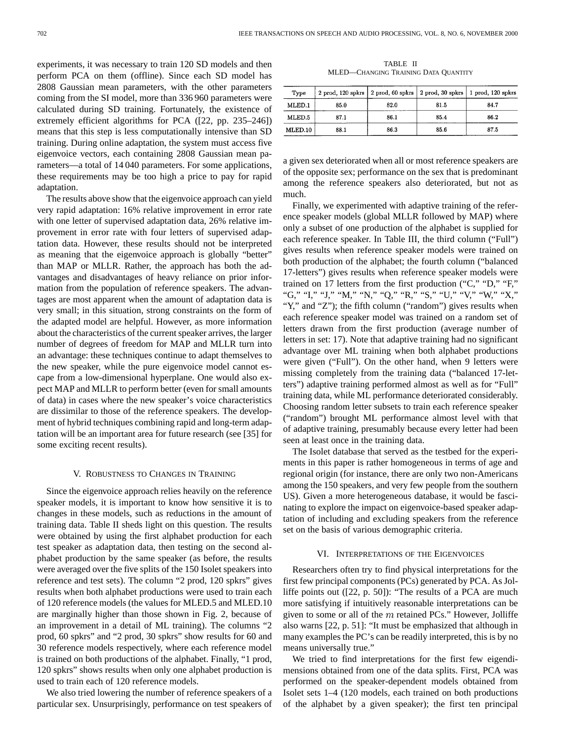experiments, it was necessary to train 120 SD models and then perform PCA on them (offline). Since each SD model has 2808 Gaussian mean parameters, with the other parameters coming from the SI model, more than 336 960 parameters were calculated during SD training. Fortunately, the existence of extremely efficient algorithms for PCA ([22, pp. 235–246]) means that this step is less computationally intensive than SD training. During online adaptation, the system must access five eigenvoice vectors, each containing 2808 Gaussian mean parameters—a total of 14 040 parameters. For some applications, these requirements may be too high a price to pay for rapid adaptation.

The results above show that the eigenvoice approach can yield very rapid adaptation: 16% relative improvement in error rate with one letter of supervised adaptation data, 26% relative improvement in error rate with four letters of supervised adaptation data. However, these results should not be interpreted as meaning that the eigenvoice approach is globally "better" than MAP or MLLR. Rather, the approach has both the advantages and disadvantages of heavy reliance on prior information from the population of reference speakers. The advantages are most apparent when the amount of adaptation data is very small; in this situation, strong constraints on the form of the adapted model are helpful. However, as more information about the characteristics of the current speaker arrives, the larger number of degrees of freedom for MAP and MLLR turn into an advantage: these techniques continue to adapt themselves to the new speaker, while the pure eigenvoice model cannot escape from a low-dimensional hyperplane. One would also expect MAP and MLLR to perform better (even for small amounts of data) in cases where the new speaker's voice characteristics are dissimilar to those of the reference speakers. The development of hybrid techniques combining rapid and long-term adaptation will be an important area for future research (see [35] for some exciting recent results).

## V. Robustness to Changes in Training

Since the eigenvoice approach relies heavily on the reference speaker models, it is important to know how sensitive it is to changes in these models, such as reductions in the amount of training data. Table II sheds light on this question. The results were obtained by using the first alphabet production for each test speaker as adaptation data, then testing on the second alphabet production by the same speaker (as before, the results were averaged over the five splits of the 150 Isolet speakers into reference and test sets). The column "2 prod, 120 spkrs" gives results when both alphabet productions were used to train each of 120 reference models (the values for MLED.5 and MLED.10 are marginally higher than those shown in Fig. 2, because of an improvement in a detail of ML training). The columns "2 prod, 60 spkrs" and "2 prod, 30 spkrs" show results for 60 and 30 reference models respectively, where each reference model is trained on both productions of the alphabet. Finally, "1 prod, 120 spkrs" shows results when only one alphabet production is used to train each of 120 reference models.

We also tried lowering the number of reference speakers of a particular sex. Unsurprisingly, performance on test speakers of a given sex deteriorated when all or most reference speakers are of the opposite sex; performance on the sex that is predominant among the reference speakers also deteriorated, but not as much.

TABLE II
MLED—Changing Training Data Quantity

| Type | 2 prod, 120 spkrs | 2 prod, 60 spkrs | 2 prod, 30 spkrs | 1 prod, 120 spkrs |
|---|---|---|---|---|
| MLED.1 | 85.0 | 82.0 | 81.5 | 84.7 |
| MLED.5 | 87.1 | 86.1 | 85.4 | 86.2 |
| MLED.10 | 88.1 | 86.3 | 85.6 | 87.5 |

Finally, we experimented with adaptive training of the reference speaker models (global MLLR followed by MAP) where only a subset of one production of the alphabet is supplied for each reference speaker. In Table III, the third column ("Full") gives results when reference speaker models were trained on both production of the alphabet; the fourth column ("balanced 17-letters") gives results when reference speaker models were trained on 17 letters from the first production ("C," "D," "F," "G," "I," "J," "M," "N," "Q," "R," "S," "U," "V," "W," "X," "Y," and "Z"); the fifth column ("random") gives results when each reference speaker model was trained on a random set of letters drawn from the first production (average number of letters in set: 17). Note that adaptive training had no significant advantage over ML training when both alphabet productions were given ("Full"). On the other hand, when 9 letters were missing completely from the training data ("balanced 17-letters") adaptive training performed almost as well as for "Full" training data, while ML performance deteriorated considerably. Choosing random letter subsets to train each reference speaker ("random") brought ML performance almost level with that of adaptive training, presumably because every letter had been seen at least once in the training data.

The Isolet database that served as the testbed for the experiments in this paper is rather homogeneous in terms of age and regional origin (for instance, there are only two non-Americans among the 150 speakers, and very few people from the southern US). Given a more heterogeneous database, it would be fascinating to explore the impact on eigenvoice-based speaker adaptation of including and excluding speakers from the reference set on the basis of various demographic criteria.

## VI. Interpretations of the Eigenvoices

Researchers often try to find physical interpretations for the first few principal components (PCs) generated by PCA. As Jolliffe points out ([22, p. 50]): "The results of a PCA are much more satisfying if intuitively reasonable interpretations can be given to some or all of the $m$ retained PCs." However, Jolliffe also warns [22, p. 51]: "It must be emphasized that although in many examples the PC's can be readily interpreted, this is by no means universally true."

We tried to find interpretations for the first few eigendimensions obtained from one of the data splits. First, PCA was performed on the speaker-dependent models obtained from Isolet sets 1–4 (120 models, each trained on both productions of the alphabet by a given speaker); the first ten principal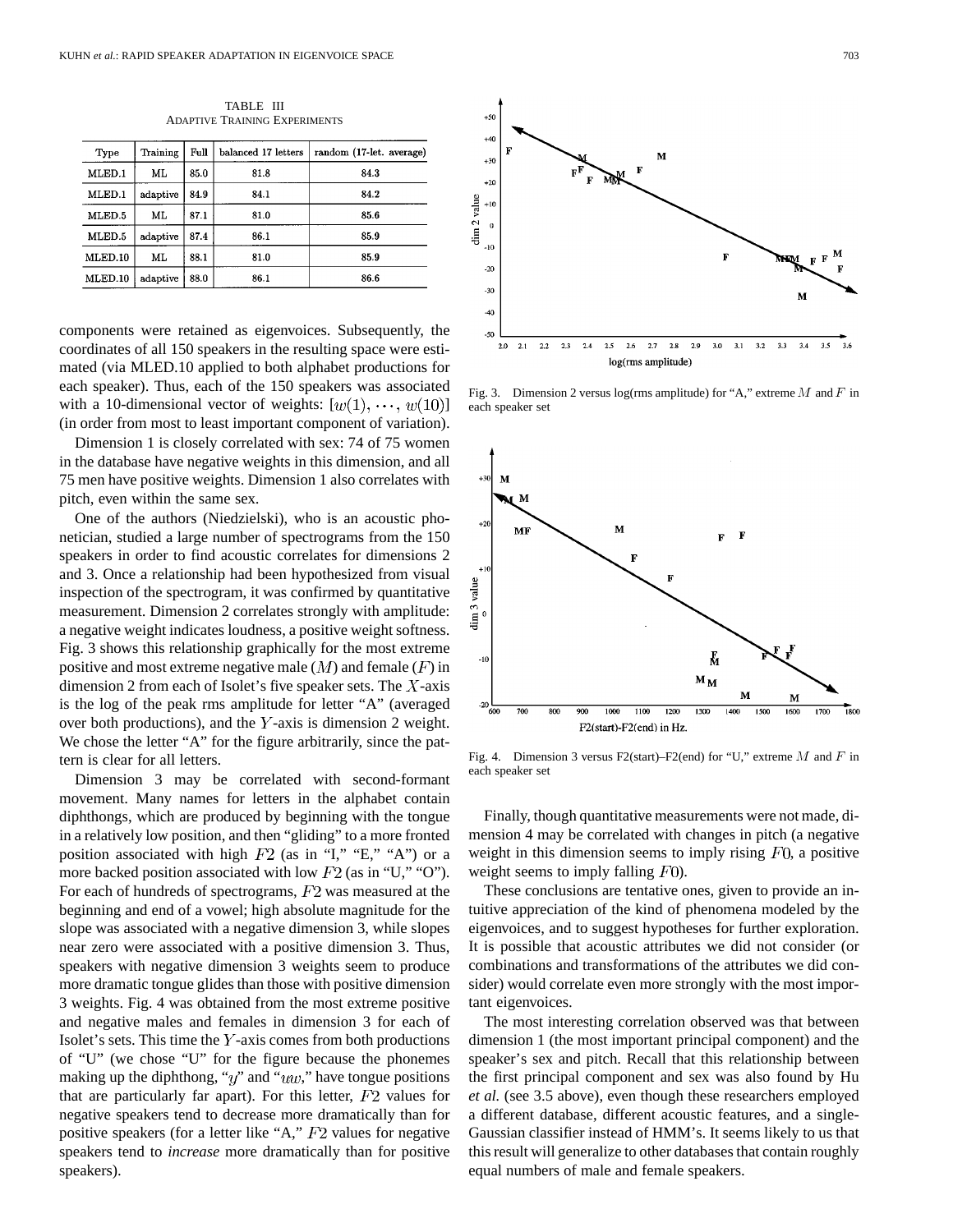TABLE III
ADAPTIVE TRAINING EXPERIMENTS

| Type | Training | Full | balanced 17 letters | random (17-let. average) |
|---|---|---|---|---|
| MLED.1 | ML | 85.0 | 81.8 | 84.3 |
| MLED.1 | adaptive | 84.9 | 84.1 | 84.2 |
| MLED.5 | ML | 87.1 | 81.0 | 85.6 |
| MLED.5 | adaptive | 87.4 | 86.1 | 85.9 |
| MLED.10 | ML | 88.1 | 81.0 | 85.9 |
| MLED.10 | adaptive | 88.0 | 86.1 | 86.6 |

components were retained as eigenvoices. Subsequently, the coordinates of all 150 speakers in the resulting space were estimated (via MLED.10 applied to both alphabet productions for each speaker). Thus, each of the 150 speakers was associated with a 10-dimensional vector of weights: $[w(1), \cdots, w(10)]$ (in order from most to least important component of variation).

Dimension 1 is closely correlated with sex: 74 of 75 women in the database have negative weights in this dimension, and all 75 men have positive weights. Dimension 1 also correlates with pitch, even within the same sex.

One of the authors (Niedzielski), who is an acoustic phonetician, studied a large number of spectrograms from the 150 speakers in order to find acoustic correlates for dimensions 2 and 3. Once a relationship had been hypothesized from visual inspection of the spectrogram, it was confirmed by quantitative measurement. Dimension 2 correlates strongly with amplitude: a negative weight indicates loudness, a positive weight softness. Fig. 3 shows this relationship graphically for the most extreme positive and most extreme negative male ($M$) and female ($F$) in dimension 2 from each of Isolet's five speaker sets. The $X$-axis is the log of the peak rms amplitude for letter "A" (averaged over both productions), and the $Y$-axis is dimension 2 weight. We chose the letter "A" for the figure arbitrarily, since the pattern is clear for all letters.

Dimension 3 may be correlated with second-formant movement. Many names for letters in the alphabet contain diphthongs, which are produced by beginning with the tongue in a relatively low position, and then "gliding" to a more fronted position associated with high $F2$ (as in "I," "E," "A") or a more backed position associated with low $F2$ (as in "U," "O"). For each of hundreds of spectrograms, $F2$ was measured at the beginning and end of a vowel; high absolute magnitude for the slope was associated with a negative dimension 3, while slopes near zero were associated with a positive dimension 3. Thus, speakers with negative dimension 3 weights seem to produce more dramatic tongue glides than those with positive dimension 3 weights. Fig. 4 was obtained from the most extreme positive and negative males and females in dimension 3 for each of Isolet's sets. This time the $Y$-axis comes from both productions of "U" (we chose "U" for the figure because the phonemes making up the diphthong, "$y$" and "$uw$," have tongue positions that are particularly far apart). For this letter, $F2$ values for negative speakers tend to decrease more dramatically than for positive speakers (for a letter like "A," $F2$ values for negative speakers tend to *increase* more dramatically than for positive speakers).

dim 2 value
+50
+40
+30
+20
+10
0
-10
-20
-30
-40
-50
2.0 2.1 2.2 2.3 2.4 2.5 2.6 2.7 2.8 2.9 3.0 3.1 3.2 3.3 3.4 3.5 3.6
log(rms amplitude)

Fig. 3. Dimension 2 versus log(rms amplitude) for "A," extreme $M$ and $F$ in each speaker set

dim 3 value
+30
+20
+10
0
-10
-20
600 700 800 900 1000 1100 1200 1300 1400 1500 1600 1700 1800
F2(start)-F2(end) in Hz.

Fig. 4. Dimension 3 versus F2(start)–F2(end) for "U," extreme $M$ and $F$ in each speaker set

Finally, though quantitative measurements were not made, dimension 4 may be correlated with changes in pitch (a negative weight in this dimension seems to imply rising $F0$, a positive weight seems to imply falling $F0$).

These conclusions are tentative ones, given to provide an intuitive appreciation of the kind of phenomena modeled by the eigenvoices, and to suggest hypotheses for further exploration. It is possible that acoustic attributes we did not consider (or combinations and transformations of the attributes we did consider) would correlate even more strongly with the most important eigenvoices.

The most interesting correlation observed was that between dimension 1 (the most important principal component) and the speaker's sex and pitch. Recall that this relationship between the first principal component and sex was also found by Hu *et al.* (see 3.5 above), even though these researchers employed a different database, different acoustic features, and a single-Gaussian classifier instead of HMM's. It seems likely to us that this result will generalize to other databases that contain roughly equal numbers of male and female speakers.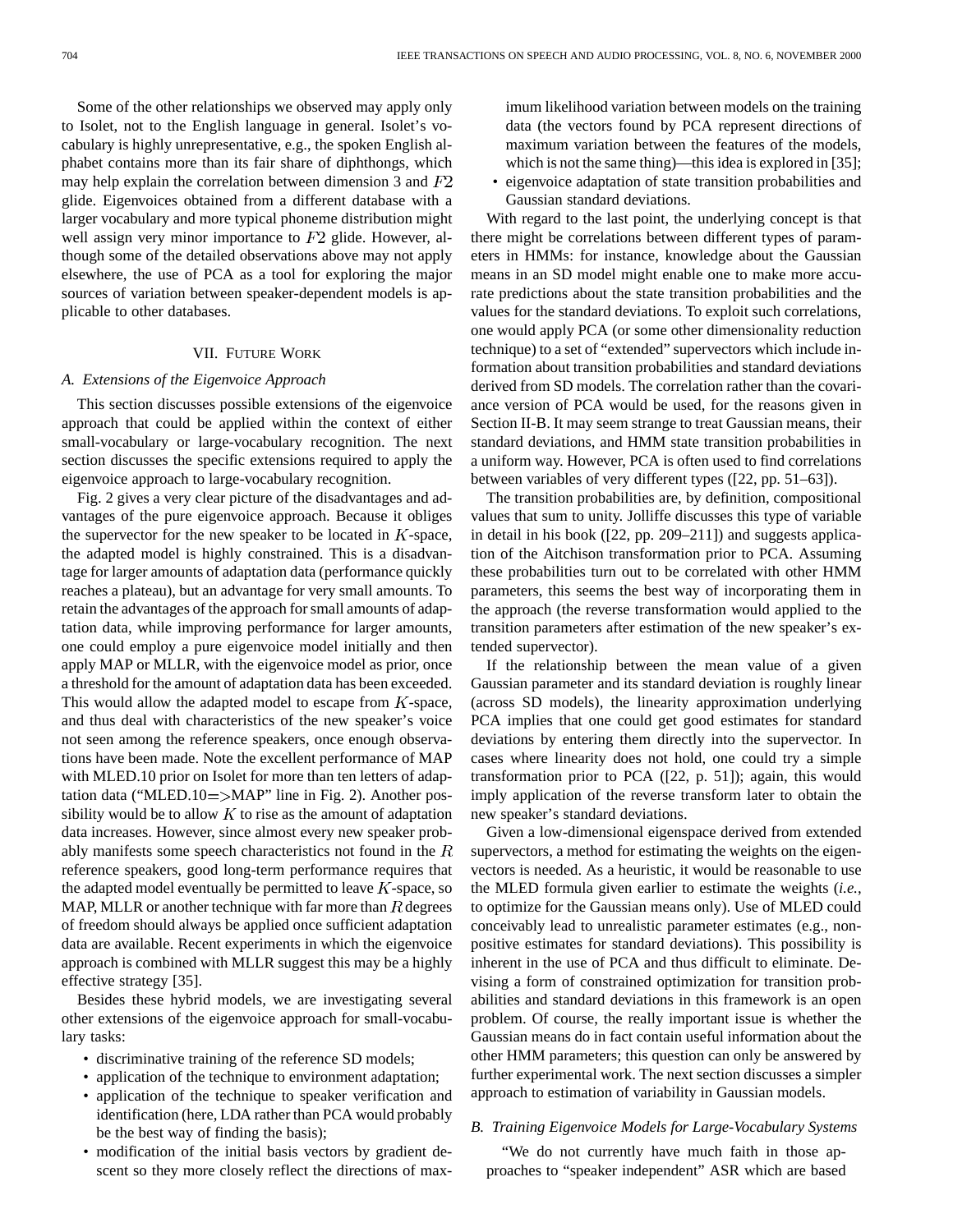Some of the other relationships we observed may apply only to Isolet, not to the English language in general. Isolet's vocabulary is highly unrepresentative, e.g., the spoken English alphabet contains more than its fair share of diphthongs, which may help explain the correlation between dimension 3 and $F2$ glide. Eigenvoices obtained from a different database with a larger vocabulary and more typical phoneme distribution might well assign very minor importance to $F2$ glide. However, although some of the detailed observations above may not apply elsewhere, the use of PCA as a tool for exploring the major sources of variation between speaker-dependent models is applicable to other databases.

## VII. Future Work

### A. Extensions of the Eigenvoice Approach

This section discusses possible extensions of the eigenvoice approach that could be applied within the context of either small-vocabulary or large-vocabulary recognition. The next section discusses the specific extensions required to apply the eigenvoice approach to large-vocabulary recognition.

Fig. 2 gives a very clear picture of the disadvantages and advantages of the pure eigenvoice approach. Because it obliges the supervector for the new speaker to be located in $K$-space, the adapted model is highly constrained. This is a disadvantage for larger amounts of adaptation data (performance quickly reaches a plateau), but an advantage for very small amounts. To retain the advantages of the approach for small amounts of adaptation data, while improving performance for larger amounts, one could employ a pure eigenvoice model initially and then apply MAP or MLLR, with the eigenvoice model as prior, once a threshold for the amount of adaptation data has been exceeded. This would allow the adapted model to escape from $K$-space, and thus deal with characteristics of the new speaker's voice not seen among the reference speakers, once enough observations have been made. Note the excellent performance of MAP with MLED.10 prior on Isolet for more than ten letters of adaptation data ("MLED.10=>MAP" line in Fig. 2). Another possibility would be to allow $K$ to rise as the amount of adaptation data increases. However, since almost every new speaker probably manifests some speech characteristics not found in the $R$ reference speakers, good long-term performance requires that the adapted model eventually be permitted to leave $K$-space, so MAP, MLLR or another technique with far more than $R$ degrees of freedom should always be applied once sufficient adaptation data are available. Recent experiments in which the eigenvoice approach is combined with MLLR suggest this may be a highly effective strategy [35].

Besides these hybrid models, we are investigating several other extensions of the eigenvoice approach for small-vocabulary tasks:

- discriminative training of the reference SD models;
- application of the technique to environment adaptation;
- application of the technique to speaker verification and identification (here, LDA rather than PCA would probably be the best way of finding the basis);
- modification of the initial basis vectors by gradient descent so they more closely reflect the directions of maximum likelihood variation between models on the training data (the vectors found by PCA represent directions of maximum variation between the features of the models, which is not the same thing)—this idea is explored in [35];
- eigenvoice adaptation of state transition probabilities and Gaussian standard deviations.

With regard to the last point, the underlying concept is that there might be correlations between different types of parameters in HMMs: for instance, knowledge about the Gaussian means in an SD model might enable one to make more accurate predictions about the state transition probabilities and the values for the standard deviations. To exploit such correlations, one would apply PCA (or some other dimensionality reduction technique) to a set of "extended" supervectors which include information about transition probabilities and standard deviations derived from SD models. The correlation rather than the covariance version of PCA would be used, for the reasons given in Section II-B. It may seem strange to treat Gaussian means, their standard deviations, and HMM state transition probabilities in a uniform way. However, PCA is often used to find correlations between variables of very different types ([22, pp. 51–63]).

The transition probabilities are, by definition, compositional values that sum to unity. Jolliffe discusses this type of variable in detail in his book ([22, pp. 209–211]) and suggests application of the Aitchison transformation prior to PCA. Assuming these probabilities turn out to be correlated with other HMM parameters, this seems the best way of incorporating them in the approach (the reverse transformation would applied to the transition parameters after estimation of the new speaker's extended supervector).

If the relationship between the mean value of a given Gaussian parameter and its standard deviation is roughly linear (across SD models), the linearity approximation underlying PCA implies that one could get good estimates for standard deviations by entering them directly into the supervector. In cases where linearity does not hold, one could try a simple transformation prior to PCA ([22, p. 51]); again, this would imply application of the reverse transform later to obtain the new speaker's standard deviations.

Given a low-dimensional eigenspace derived from extended supervectors, a method for estimating the weights on the eigenvectors is needed. As a heuristic, it would be reasonable to use the MLED formula given earlier to estimate the weights (*i.e.*, to optimize for the Gaussian means only). Use of MLED could conceivably lead to unrealistic parameter estimates (e.g., nonpositive estimates for standard deviations). This possibility is inherent in the use of PCA and thus difficult to eliminate. Devising a form of constrained optimization for transition probabilities and standard deviations in this framework is an open problem. Of course, the really important issue is whether the Gaussian means do in fact contain useful information about the other HMM parameters; this question can only be answered by further experimental work. The next section discusses a simpler approach to estimation of variability in Gaussian models.

### B. Training Eigenvoice Models for Large-Vocabulary Systems

"We do not currently have much faith in those approaches to "speaker independent" ASR which are based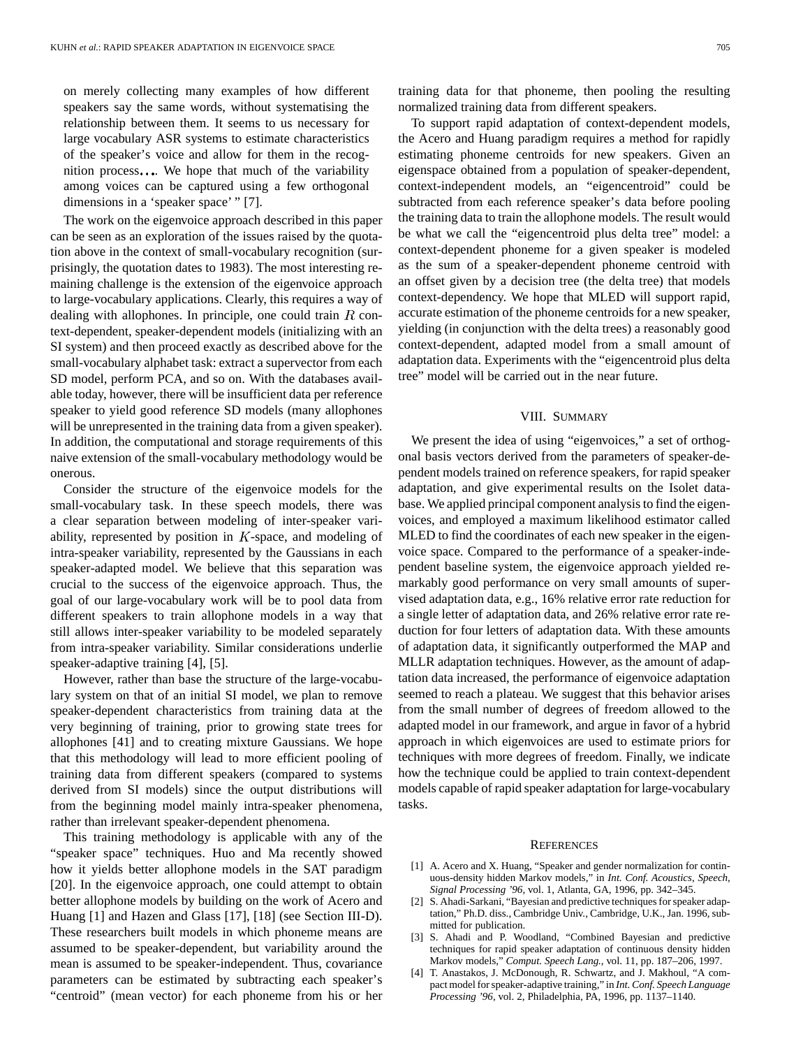on merely collecting many examples of how different speakers say the same words, without systematising the relationship between them. It seems to us necessary for large vocabulary ASR systems to estimate characteristics of the speaker's voice and allow for them in the recognition process.... We hope that much of the variability among voices can be captured using a few orthogonal dimensions in a 'speaker space' " [7].

The work on the eigenvoice approach described in this paper can be seen as an exploration of the issues raised by the quotation above in the context of small-vocabulary recognition (surprisingly, the quotation dates to 1983). The most interesting remaining challenge is the extension of the eigenvoice approach to large-vocabulary applications. Clearly, this requires a way of dealing with allophones. In principle, one could train $R$ context-dependent, speaker-dependent models (initializing with an SI system) and then proceed exactly as described above for the small-vocabulary alphabet task: extract a supervector from each SD model, perform PCA, and so on. With the databases available today, however, there will be insufficient data per reference speaker to yield good reference SD models (many allophones will be unrepresented in the training data from a given speaker). In addition, the computational and storage requirements of this naive extension of the small-vocabulary methodology would be onerous.

Consider the structure of the eigenvoice models for the small-vocabulary task. In these speech models, there was a clear separation between modeling of inter-speaker variability, represented by position in $K$-space, and modeling of intra-speaker variability, represented by the Gaussians in each speaker-adapted model. We believe that this separation was crucial to the success of the eigenvoice approach. Thus, the goal of our large-vocabulary work will be to pool data from different speakers to train allophone models in a way that still allows inter-speaker variability to be modeled separately from intra-speaker variability. Similar considerations underlie speaker-adaptive training [4], [5].

However, rather than base the structure of the large-vocabulary system on that of an initial SI model, we plan to remove speaker-dependent characteristics from training data at the very beginning of training, prior to growing state trees for allophones [41] and to creating mixture Gaussians. We hope that this methodology will lead to more efficient pooling of training data from different speakers (compared to systems derived from SI models) since the output distributions will from the beginning model mainly intra-speaker phenomena, rather than irrelevant speaker-dependent phenomena.

This training methodology is applicable with any of the "speaker space" techniques. Huo and Ma recently showed how it yields better allophone models in the SAT paradigm [20]. In the eigenvoice approach, one could attempt to obtain better allophone models by building on the work of Acero and Huang [1] and Hazen and Glass [17], [18] (see Section III-D). These researchers built models in which phoneme means are assumed to be speaker-dependent, but variability around the mean is assumed to be speaker-independent. Thus, covariance parameters can be estimated by subtracting each speaker's "centroid" (mean vector) for each phoneme from his or her training data for that phoneme, then pooling the resulting normalized training data from different speakers.

To support rapid adaptation of context-dependent models, the Acero and Huang paradigm requires a method for rapidly estimating phoneme centroids for new speakers. Given an eigenspace obtained from a population of speaker-dependent, context-independent models, an "eigencentroid" could be subtracted from each reference speaker's data before pooling the training data to train the allophone models. The result would be what we call the "eigencentroid plus delta tree" model: a context-dependent phoneme for a given speaker is modeled as the sum of a speaker-dependent phoneme centroid with an offset given by a decision tree (the delta tree) that models context-dependency. We hope that MLED will support rapid, accurate estimation of the phoneme centroids for a new speaker, yielding (in conjunction with the delta trees) a reasonably good context-dependent, adapted model from a small amount of adaptation data. Experiments with the "eigencentroid plus delta tree" model will be carried out in the near future.

## VIII. Summary

We present the idea of using "eigenvoices," a set of orthogonal basis vectors derived from the parameters of speaker-dependent models trained on reference speakers, for rapid speaker adaptation, and give experimental results on the Isolet database. We applied principal component analysis to find the eigenvoices, and employed a maximum likelihood estimator called MLED to find the coordinates of each new speaker in the eigenvoice space. Compared to the performance of a speaker-independent baseline system, the eigenvoice approach yielded remarkably good performance on very small amounts of supervised adaptation data, e.g., 16% relative error rate reduction for a single letter of adaptation data, and 26% relative error rate reduction for four letters of adaptation data. With these amounts of adaptation data, it significantly outperformed the MAP and MLLR adaptation techniques. However, as the amount of adaptation data increased, the performance of eigenvoice adaptation seemed to reach a plateau. We suggest that this behavior arises from the small number of degrees of freedom allowed to the adapted model in our framework, and argue in favor of a hybrid approach in which eigenvoices are used to estimate priors for techniques with more degrees of freedom. Finally, we indicate how the technique could be applied to train context-dependent models capable of rapid speaker adaptation for large-vocabulary tasks.

## References

[1] A. Acero and X. Huang, "Speaker and gender normalization for continuous-density hidden Markov models," in *Int. Conf. Acoustics, Speech, Signal Processing '96*, vol. 1, Atlanta, GA, 1996, pp. 342–345.

[2] S. Ahadi-Sarkani, "Bayesian and predictive techniques for speaker adaptation," Ph.D. diss., Cambridge Univ., Cambridge, U.K., Jan. 1996, submitted for publication.

[3] S. Ahadi and P. Woodland, "Combined Bayesian and predictive techniques for rapid speaker adaptation of continuous density hidden Markov models," *Comput. Speech Lang.*, vol. 11, pp. 187–206, 1997.

[4] T. Anastakos, J. McDonough, R. Schwartz, and J. Makhoul, "A compact model for speaker-adaptive training," in *Int. Conf. Speech Language Processing '96*, vol. 2, Philadelphia, PA, 1996, pp. 1137–1140.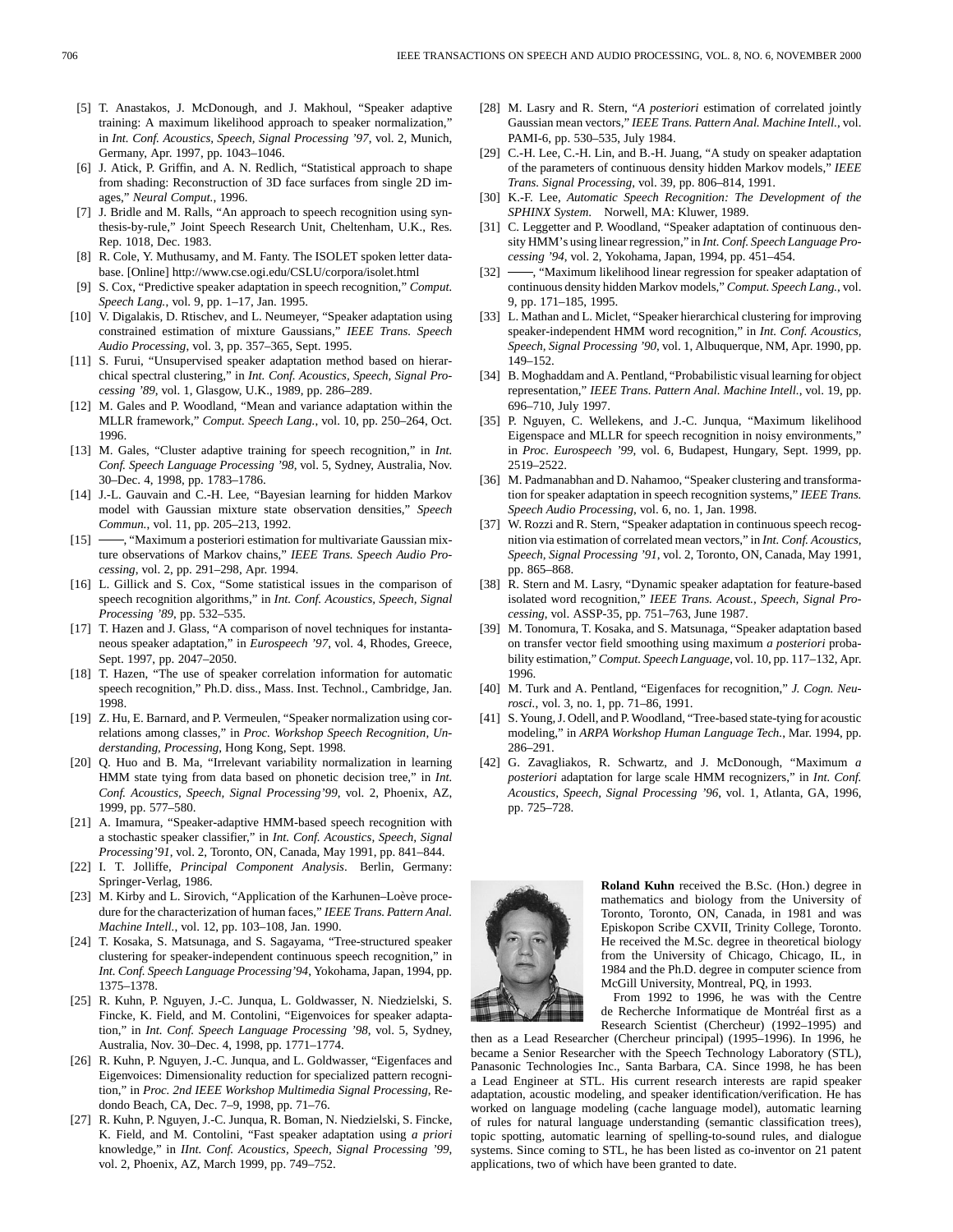[5] T. Anastakos, J. McDonough, and J. Makhoul, "Speaker adaptive training: A maximum likelihood approach to speaker normalization," in *Int. Conf. Acoustics, Speech, Signal Processing '97*, vol. 2, Munich, Germany, Apr. 1997, pp. 1043–1046.

[6] J. Atick, P. Griffin, and A. N. Redlich, "Statistical approach to shape from shading: Reconstruction of 3D face surfaces from single 2D images," *Neural Comput.*, 1996.

[7] J. Bridle and M. Ralls, "An approach to speech recognition using synthesis-by-rule," Joint Speech Research Unit, Cheltenham, U.K., Res. Rep. 1018, Dec. 1983.

[8] R. Cole, Y. Muthusamy, and M. Fanty. The ISOLET spoken letter database. [Online] http://www.cse.ogi.edu/CSLU/corpora/isolet.html

[9] S. Cox, "Predictive speaker adaptation in speech recognition," *Comput. Speech Lang.*, vol. 9, pp. 1–17, Jan. 1995.

[10] V. Digalakis, D. Rtischev, and L. Neumeyer, "Speaker adaptation using constrained estimation of mixture Gaussians," *IEEE Trans. Speech Audio Processing*, vol. 3, pp. 357–365, Sept. 1995.

[11] S. Furui, "Unsupervised speaker adaptation method based on hierarchical spectral clustering," in *Int. Conf. Acoustics, Speech, Signal Processing '89*, vol. 1, Glasgow, U.K., 1989, pp. 286–289.

[12] M. Gales and P. Woodland, "Mean and variance adaptation within the MLLR framework," *Comput. Speech Lang.*, vol. 10, pp. 250–264, Oct. 1996.

[13] M. Gales, "Cluster adaptive training for speech recognition," in *Int. Conf. Speech Language Processing '98*, vol. 5, Sydney, Australia, Nov. 30–Dec. 4, 1998, pp. 1783–1786.

[14] J.-L. Gauvain and C.-H. Lee, "Bayesian learning for hidden Markov model with Gaussian mixture state observation densities," *Speech Commun.*, vol. 11, pp. 205–213, 1992.

[15] ——, "Maximum a posteriori estimation for multivariate Gaussian mixture observations of Markov chains," *IEEE Trans. Speech Audio Processing*, vol. 2, pp. 291–298, Apr. 1994.

[16] L. Gillick and S. Cox, "Some statistical issues in the comparison of speech recognition algorithms," in *Int. Conf. Acoustics, Speech, Signal Processing '89*, pp. 532–535.

[17] T. Hazen and J. Glass, "A comparison of novel techniques for instantaneous speaker adaptation," in *Eurospeech '97*, vol. 4, Rhodes, Greece, Sept. 1997, pp. 2047–2050.

[18] T. Hazen, "The use of speaker correlation information for automatic speech recognition," Ph.D. diss., Mass. Inst. Technol., Cambridge, Jan. 1998.

[19] Z. Hu, E. Barnard, and P. Vermeulen, "Speaker normalization using correlations among classes," in *Proc. Workshop Speech Recognition, Understanding, Processing*, Hong Kong, Sept. 1998.

[20] Q. Huo and B. Ma, "Irrelevant variability normalization in learning HMM state tying from data based on phonetic decision tree," in *Int. Conf. Acoustics, Speech, Signal Processing'99*, vol. 2, Phoenix, AZ, 1999, pp. 577–580.

[21] A. Imamura, "Speaker-adaptive HMM-based speech recognition with a stochastic speaker classifier," in *Int. Conf. Acoustics, Speech, Signal Processing'91*, vol. 2, Toronto, ON, Canada, May 1991, pp. 841–844.

[22] I. T. Jolliffe, *Principal Component Analysis*. Berlin, Germany: Springer-Verlag, 1986.

[23] M. Kirby and L. Sirovich, "Application of the Karhunen–Loève procedure for the characterization of human faces," *IEEE Trans. Pattern Anal. Machine Intell.*, vol. 12, pp. 103–108, Jan. 1990.

[24] T. Kosaka, S. Matsunaga, and S. Sagayama, "Tree-structured speaker clustering for speaker-independent continuous speech recognition," in *Int. Conf. Speech Language Processing'94*, Yokohama, Japan, 1994, pp. 1375–1378.

[25] R. Kuhn, P. Nguyen, J.-C. Junqua, L. Goldwasser, N. Niedzielski, S. Fincke, K. Field, and M. Contolini, "Eigenvoices for speaker adaptation," in *Int. Conf. Speech Language Processing '98*, vol. 5, Sydney, Australia, Nov. 30–Dec. 4, 1998, pp. 1771–1774.

[26] R. Kuhn, P. Nguyen, J.-C. Junqua, and L. Goldwasser, "Eigenfaces and Eigenvoices: Dimensionality reduction for specialized pattern recognition," in *Proc. 2nd IEEE Workshop Multimedia Signal Processing*, Redondo Beach, CA, Dec. 7–9, 1998, pp. 71–76.

[27] R. Kuhn, P. Nguyen, J.-C. Junqua, R. Boman, N. Niedzielski, S. Fincke, K. Field, and M. Contolini, "Fast speaker adaptation using *a priori* knowledge," in *IInt. Conf. Acoustics, Speech, Signal Processing '99*, vol. 2, Phoenix, AZ, March 1999, pp. 749–752.

[28] M. Lasry and R. Stern, "*A posteriori* estimation of correlated jointly Gaussian mean vectors," *IEEE Trans. Pattern Anal. Machine Intell.*, vol. PAMI-6, pp. 530–535, July 1984.

[29] C.-H. Lee, C.-H. Lin, and B.-H. Juang, "A study on speaker adaptation of the parameters of continuous density hidden Markov models," *IEEE Trans. Signal Processing*, vol. 39, pp. 806–814, 1991.

[30] K.-F. Lee, *Automatic Speech Recognition: The Development of the SPHINX System*. Norwell, MA: Kluwer, 1989.

[31] C. Leggetter and P. Woodland, "Speaker adaptation of continuous density HMM's using linear regression," in *Int. Conf. Speech Language Processing '94*, vol. 2, Yokohama, Japan, 1994, pp. 451–454.

[32] ——, "Maximum likelihood linear regression for speaker adaptation of continuous density hidden Markov models," *Comput. Speech Lang.*, vol. 9, pp. 171–185, 1995.

[33] L. Mathan and L. Miclet, "Speaker hierarchical clustering for improving speaker-independent HMM word recognition," in *Int. Conf. Acoustics, Speech, Signal Processing '90*, vol. 1, Albuquerque, NM, Apr. 1990, pp. 149–152.

[34] B. Moghaddam and A. Pentland, "Probabilistic visual learning for object representation," *IEEE Trans. Pattern Anal. Machine Intell.*, vol. 19, pp. 696–710, July 1997.

[35] P. Nguyen, C. Wellekens, and J.-C. Junqua, "Maximum likelihood Eigenspace and MLLR for speech recognition in noisy environments," in *Proc. Eurospeech '99*, vol. 6, Budapest, Hungary, Sept. 1999, pp. 2519–2522.

[36] M. Padmanabhan and D. Nahamoo, "Speaker clustering and transformation for speaker adaptation in speech recognition systems," *IEEE Trans. Speech Audio Processing*, vol. 6, no. 1, Jan. 1998.

[37] W. Rozzi and R. Stern, "Speaker adaptation in continuous speech recognition via estimation of correlated mean vectors," in *Int. Conf. Acoustics, Speech, Signal Processing '91*, vol. 2, Toronto, ON, Canada, May 1991, pp. 865–868.

[38] R. Stern and M. Lasry, "Dynamic speaker adaptation for feature-based isolated word recognition," *IEEE Trans. Acoust., Speech, Signal Processing*, vol. ASSP-35, pp. 751–763, June 1987.

[39] M. Tonomura, T. Kosaka, and S. Matsunaga, "Speaker adaptation based on transfer vector field smoothing using maximum *a posteriori* probability estimation," *Comput. Speech Language*, vol. 10, pp. 117–132, Apr. 1996.

[40] M. Turk and A. Pentland, "Eigenfaces for recognition," *J. Cogn. Neurosci.*, vol. 3, no. 1, pp. 71–86, 1991.

[41] S. Young, J. Odell, and P. Woodland, "Tree-based state-tying for acoustic modeling," in *ARPA Workshop Human Language Tech.*, Mar. 1994, pp. 286–291.

[42] G. Zavagliakos, R. Schwartz, and J. McDonough, "Maximum *a posteriori* adaptation for large scale HMM recognizers," in *Int. Conf. Acoustics, Speech, Signal Processing '96*, vol. 1, Atlanta, GA, 1996, pp. 725–728.

**Roland Kuhn** received the B.Sc. (Hon.) degree in mathematics and biology from the University of Toronto, Toronto, ON, Canada, in 1981 and was Episkopon Scribe CXVII, Trinity College, Toronto. He received the M.Sc. degree in theoretical biology from the University of Chicago, Chicago, IL, in 1984 and the Ph.D. degree in computer science from McGill University, Montreal, PQ, in 1993.

From 1992 to 1996, he was with the Centre de Recherche Informatique de Montréal first as a Research Scientist (Chercheur) (1992–1995) and then as a Lead Researcher (Chercheur principal) (1995–1996). In 1996, he became a Senior Researcher with the Speech Technology Laboratory (STL), Panasonic Technologies Inc., Santa Barbara, CA. Since 1998, he has been a Lead Engineer at STL. His current research interests are rapid speaker adaptation, acoustic modeling, and speaker identification/verification. He has worked on language modeling (cache language model), automatic learning of rules for natural language understanding (semantic classification trees), topic spotting, automatic learning of spelling-to-sound rules, and dialogue systems. Since coming to STL, he has been listed as co-inventor on 21 patent applications, two of which have been granted to date.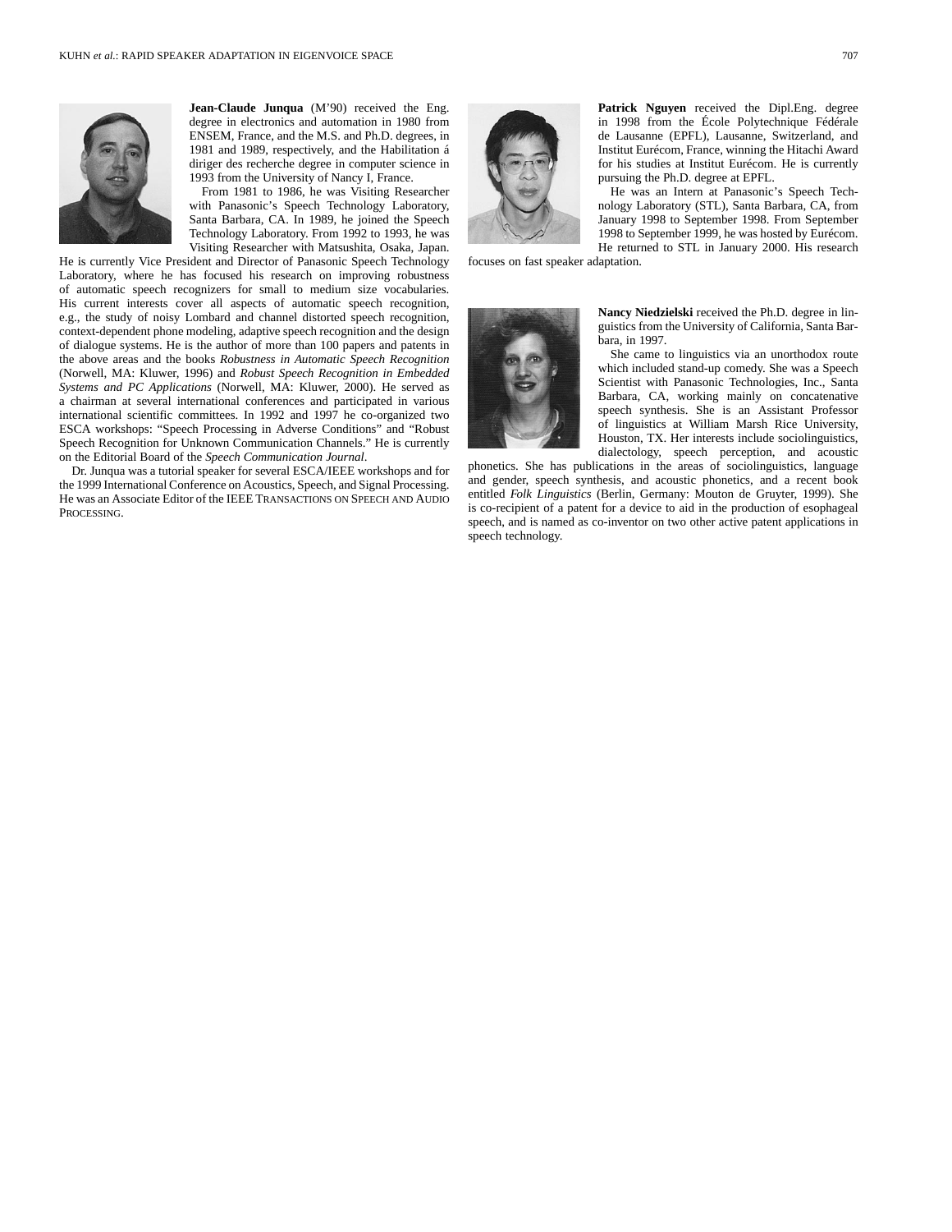**Jean-Claude Junqua** (M'90) received the Eng. degree in electronics and automation in 1980 from ENSEM, France, and the M.S. and Ph.D. degrees, in 1981 and 1989, respectively, and the Habilitation á diriger des recherche degree in computer science in 1993 from the University of Nancy I, France.

From 1981 to 1986, he was Visiting Researcher with Panasonic's Speech Technology Laboratory, Santa Barbara, CA. In 1989, he joined the Speech Technology Laboratory. From 1992 to 1993, he was Visiting Researcher with Matsushita, Osaka, Japan. He is currently Vice President and Director of Panasonic Speech Technology Laboratory, where he has focused his research on improving robustness of automatic speech recognizers for small to medium size vocabularies. His current interests cover all aspects of automatic speech recognition, e.g., the study of noisy Lombard and channel distorted speech recognition, context-dependent phone modeling, adaptive speech recognition and the design of dialogue systems. He is the author of more than 100 papers and patents in the above areas and the books *Robustness in Automatic Speech Recognition* (Norwell, MA: Kluwer, 1996) and *Robust Speech Recognition in Embedded Systems and PC Applications* (Norwell, MA: Kluwer, 2000). He served as a chairman at several international conferences and participated in various international scientific committees. In 1992 and 1997 he co-organized two ESCA workshops: "Speech Processing in Adverse Conditions" and "Robust Speech Recognition for Unknown Communication Channels." He is currently on the Editorial Board of the *Speech Communication Journal*.

Dr. Junqua was a tutorial speaker for several ESCA/IEEE workshops and for the 1999 International Conference on Acoustics, Speech, and Signal Processing. He was an Associate Editor of the IEEE TRANSACTIONS ON SPEECH AND AUDIO PROCESSING.

**Patrick Nguyen** received the Dipl.Eng. degree in 1998 from the École Polytechnique Fédérale de Lausanne (EPFL), Lausanne, Switzerland, and Institut Eurécom, France, winning the Hitachi Award for his studies at Institut Eurécom. He is currently pursuing the Ph.D. degree at EPFL.

He was an Intern at Panasonic's Speech Technology Laboratory (STL), Santa Barbara, CA, from January 1998 to September 1998. From September 1998 to September 1999, he was hosted by Eurécom. He returned to STL in January 2000. His research focuses on fast speaker adaptation.

**Nancy Niedzielski** received the Ph.D. degree in linguistics from the University of California, Santa Barbara, in 1997.

She came to linguistics via an unorthodox route which included stand-up comedy. She was a Speech Scientist with Panasonic Technologies, Inc., Santa Barbara, CA, working mainly on concatenative speech synthesis. She is an Assistant Professor of linguistics at William Marsh Rice University, Houston, TX. Her interests include sociolinguistics, dialectology, speech perception, and acoustic phonetics. She has publications in the areas of sociolinguistics, language and gender, speech synthesis, and acoustic phonetics, and a recent book entitled *Folk Linguistics* (Berlin, Germany: Mouton de Gruyter, 1999). She is co-recipient of a patent for a device to aid in the production of esophageal speech, and is named as co-inventor on two other active patent applications in speech technology.